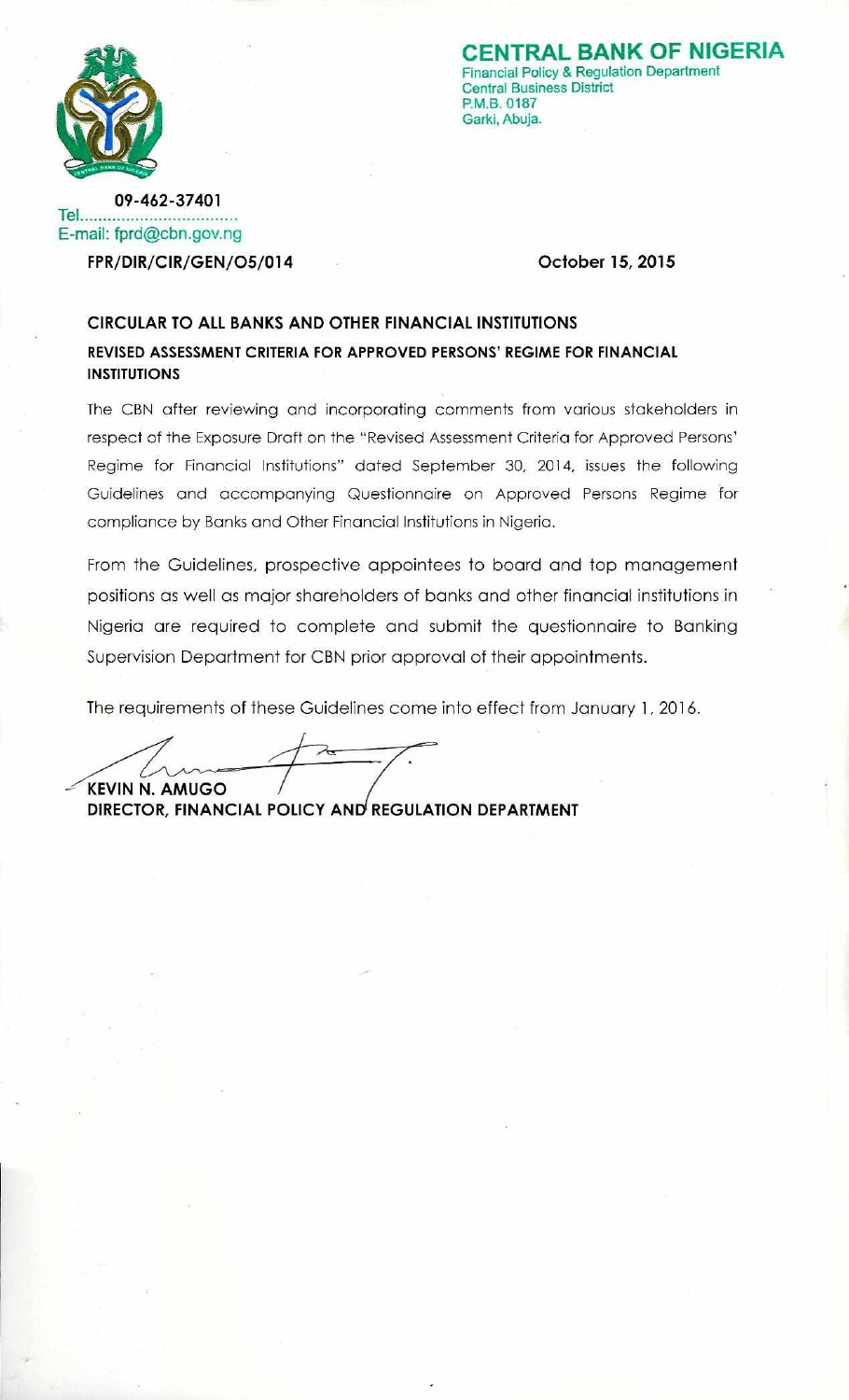# CENTRAL BANK OF NIGERIA

Financial Policy & Regulation Department
Central Business District
P.M.B. 0187
Garki, Abuja.

Tel. 09-462-37401
E-mail: fprd@cbn.gov.ng

**FPR/DIR/CIR/GEN/O5/014** **October 15, 2015**

## CIRCULAR TO ALL BANKS AND OTHER FINANCIAL INSTITUTIONS

### REVISED ASSESSMENT CRITERIA FOR APPROVED PERSONS' REGIME FOR FINANCIAL INSTITUTIONS

The CBN after reviewing and incorporating comments from various stakeholders in respect of the Exposure Draft on the "Revised Assessment Criteria for Approved Persons' Regime for Financial Institutions" dated September 30, 2014, issues the following Guidelines and accompanying Questionnaire on Approved Persons Regime for compliance by Banks and Other Financial Institutions in Nigeria.

From the Guidelines, prospective appointees to board and top management positions as well as major shareholders of banks and other financial institutions in Nigeria are required to complete and submit the questionnaire to Banking Supervision Department for CBN prior approval of their appointments.

The requirements of these Guidelines come into effect from January 1, 2016.

**KEVIN N. AMUGO**
**DIRECTOR, FINANCIAL POLICY AND REGULATION DEPARTMENT**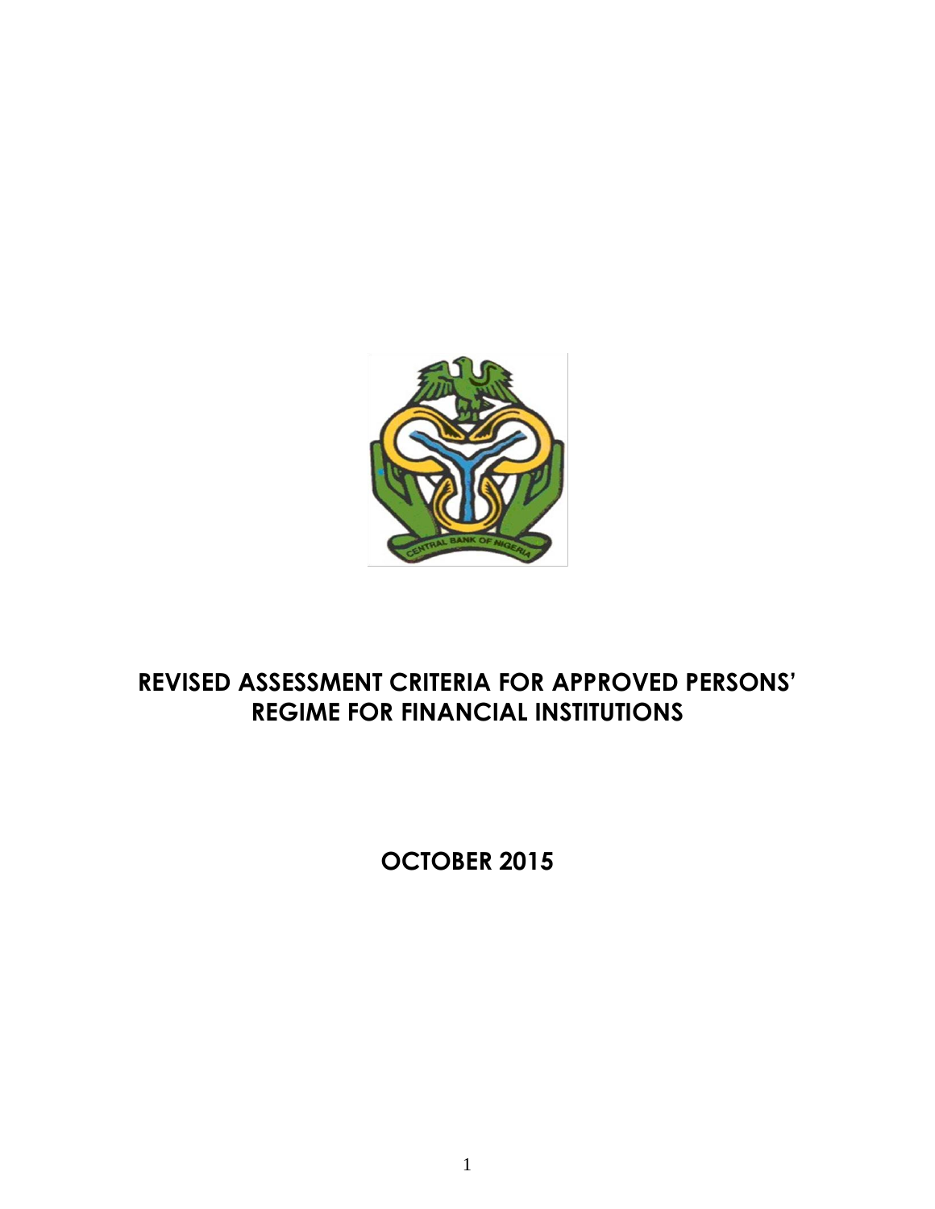# REVISED ASSESSMENT CRITERIA FOR APPROVED PERSONS' REGIME FOR FINANCIAL INSTITUTIONS

**OCTOBER 2015**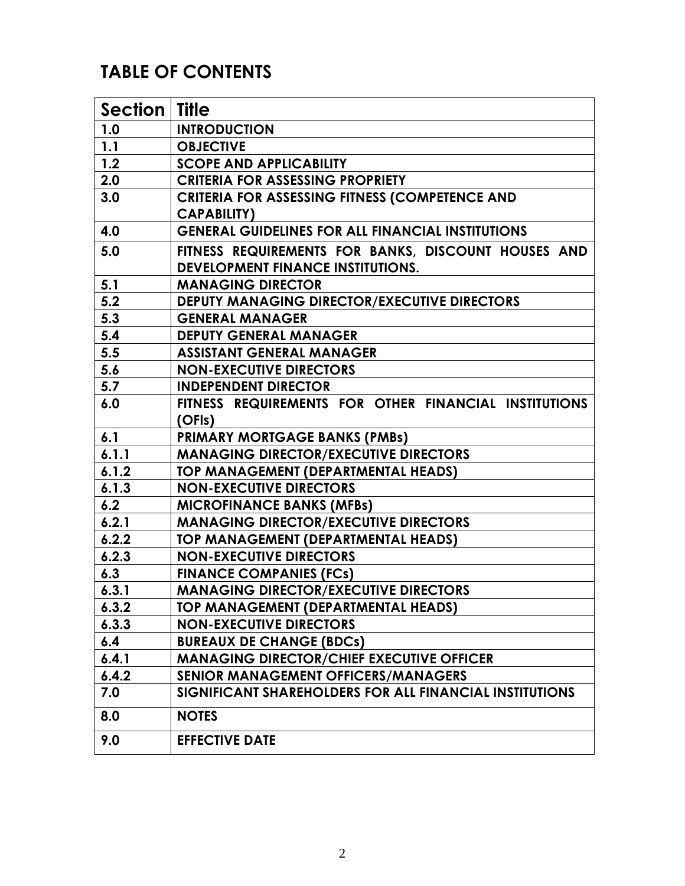## TABLE OF CONTENTS

| Section | Title |
|---|---|
| 1.0 | INTRODUCTION |
| 1.1 | OBJECTIVE |
| 1.2 | SCOPE AND APPLICABILITY |
| 2.0 | CRITERIA FOR ASSESSING PROPRIETY |
| 3.0 | CRITERIA FOR ASSESSING FITNESS (COMPETENCE AND CAPABILITY) |
| 4.0 | GENERAL GUIDELINES FOR ALL FINANCIAL INSTITUTIONS |
| 5.0 | FITNESS REQUIREMENTS FOR BANKS, DISCOUNT HOUSES AND DEVELOPMENT FINANCE INSTITUTIONS. |
| 5.1 | MANAGING DIRECTOR |
| 5.2 | DEPUTY MANAGING DIRECTOR/EXECUTIVE DIRECTORS |
| 5.3 | GENERAL MANAGER |
| 5.4 | DEPUTY GENERAL MANAGER |
| 5.5 | ASSISTANT GENERAL MANAGER |
| 5.6 | NON-EXECUTIVE DIRECTORS |
| 5.7 | INDEPENDENT DIRECTOR |
| 6.0 | FITNESS REQUIREMENTS FOR OTHER FINANCIAL INSTITUTIONS (OFIs) |
| 6.1 | PRIMARY MORTGAGE BANKS (PMBs) |
| 6.1.1 | MANAGING DIRECTOR/EXECUTIVE DIRECTORS |
| 6.1.2 | TOP MANAGEMENT (DEPARTMENTAL HEADS) |
| 6.1.3 | NON-EXECUTIVE DIRECTORS |
| 6.2 | MICROFINANCE BANKS (MFBs) |
| 6.2.1 | MANAGING DIRECTOR/EXECUTIVE DIRECTORS |
| 6.2.2 | TOP MANAGEMENT (DEPARTMENTAL HEADS) |
| 6.2.3 | NON-EXECUTIVE DIRECTORS |
| 6.3 | FINANCE COMPANIES (FCs) |
| 6.3.1 | MANAGING DIRECTOR/EXECUTIVE DIRECTORS |
| 6.3.2 | TOP MANAGEMENT (DEPARTMENTAL HEADS) |
| 6.3.3 | NON-EXECUTIVE DIRECTORS |
| 6.4 | BUREAUX DE CHANGE (BDCs) |
| 6.4.1 | MANAGING DIRECTOR/CHIEF EXECUTIVE OFFICER |
| 6.4.2 | SENIOR MANAGEMENT OFFICERS/MANAGERS |
| 7.0 | SIGNIFICANT SHAREHOLDERS FOR ALL FINANCIAL INSTITUTIONS |
| 8.0 | NOTES |
| 9.0 | EFFECTIVE DATE |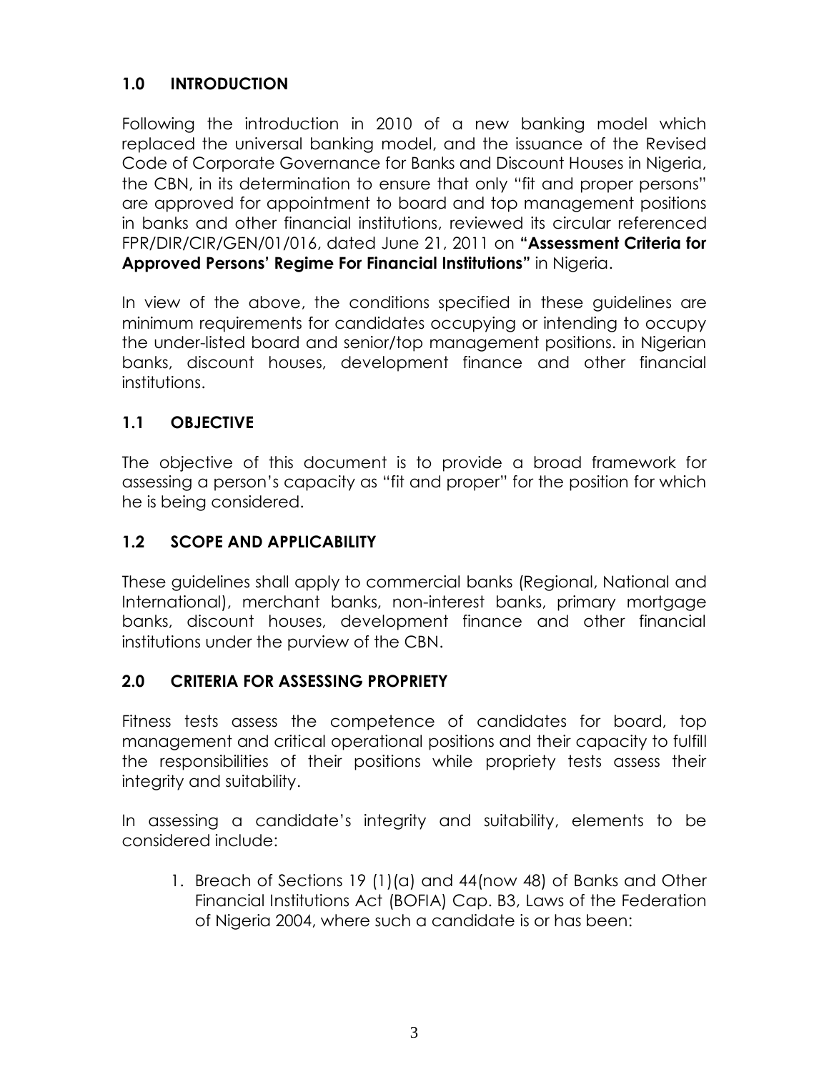## 1.0 INTRODUCTION

Following the introduction in 2010 of a new banking model which replaced the universal banking model, and the issuance of the Revised Code of Corporate Governance for Banks and Discount Houses in Nigeria, the CBN, in its determination to ensure that only "fit and proper persons" are approved for appointment to board and top management positions in banks and other financial institutions, reviewed its circular referenced FPR/DIR/CIR/GEN/01/016, dated June 21, 2011 on **"Assessment Criteria for Approved Persons' Regime For Financial Institutions"** in Nigeria.

In view of the above, the conditions specified in these guidelines are minimum requirements for candidates occupying or intending to occupy the under-listed board and senior/top management positions. in Nigerian banks, discount houses, development finance and other financial institutions.

## 1.1 OBJECTIVE

The objective of this document is to provide a broad framework for assessing a person's capacity as "fit and proper" for the position for which he is being considered.

## 1.2 SCOPE AND APPLICABILITY

These guidelines shall apply to commercial banks (Regional, National and International), merchant banks, non-interest banks, primary mortgage banks, discount houses, development finance and other financial institutions under the purview of the CBN.

## 2.0 CRITERIA FOR ASSESSING PROPRIETY

Fitness tests assess the competence of candidates for board, top management and critical operational positions and their capacity to fulfill the responsibilities of their positions while propriety tests assess their integrity and suitability.

In assessing a candidate's integrity and suitability, elements to be considered include:

1. Breach of Sections 19 (1)(a) and 44(now 48) of Banks and Other Financial Institutions Act (BOFIA) Cap. B3, Laws of the Federation of Nigeria 2004, where such a candidate is or has been: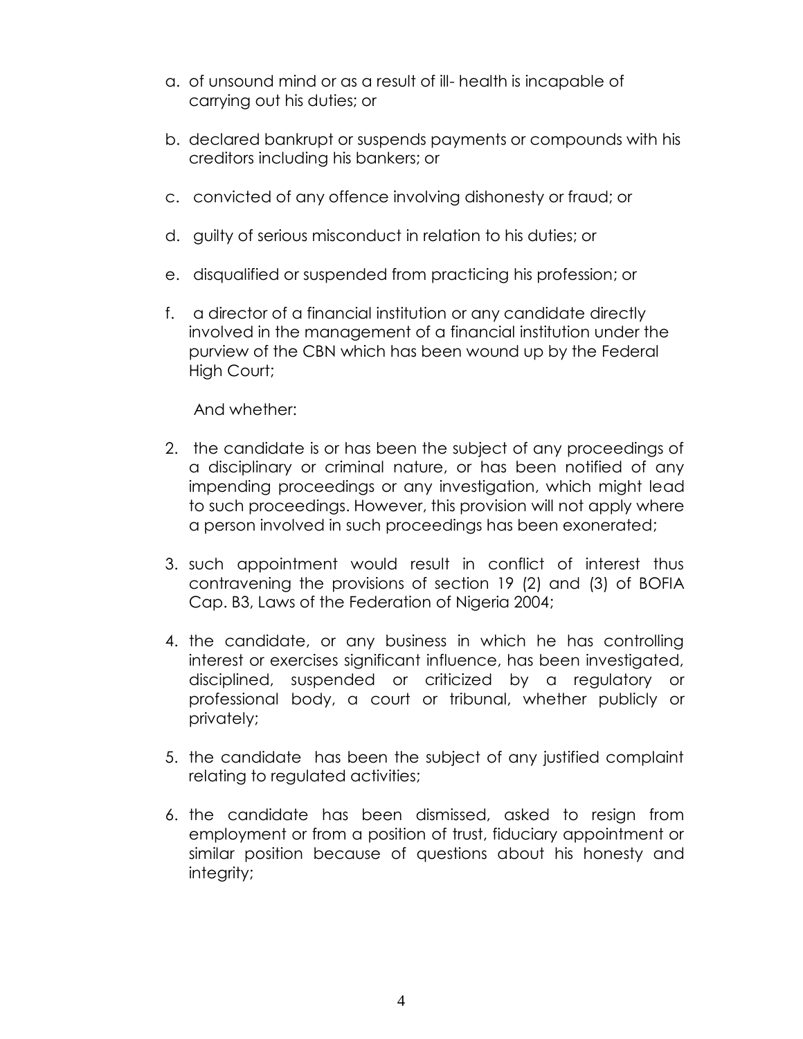a. of unsound mind or as a result of ill- health is incapable of carrying out his duties; or

b. declared bankrupt or suspends payments or compounds with his creditors including his bankers; or

c. convicted of any offence involving dishonesty or fraud; or

d. guilty of serious misconduct in relation to his duties; or

e. disqualified or suspended from practicing his profession; or

f. a director of a financial institution or any candidate directly involved in the management of a financial institution under the purview of the CBN which has been wound up by the Federal High Court;

And whether:

2. the candidate is or has been the subject of any proceedings of a disciplinary or criminal nature, or has been notified of any impending proceedings or any investigation, which might lead to such proceedings. However, this provision will not apply where a person involved in such proceedings has been exonerated;

3. such appointment would result in conflict of interest thus contravening the provisions of section 19 (2) and (3) of BOFIA Cap. B3, Laws of the Federation of Nigeria 2004;

4. the candidate, or any business in which he has controlling interest or exercises significant influence, has been investigated, disciplined, suspended or criticized by a regulatory or professional body, a court or tribunal, whether publicly or privately;

5. the candidate has been the subject of any justified complaint relating to regulated activities;

6. the candidate has been dismissed, asked to resign from employment or from a position of trust, fiduciary appointment or similar position because of questions about his honesty and integrity;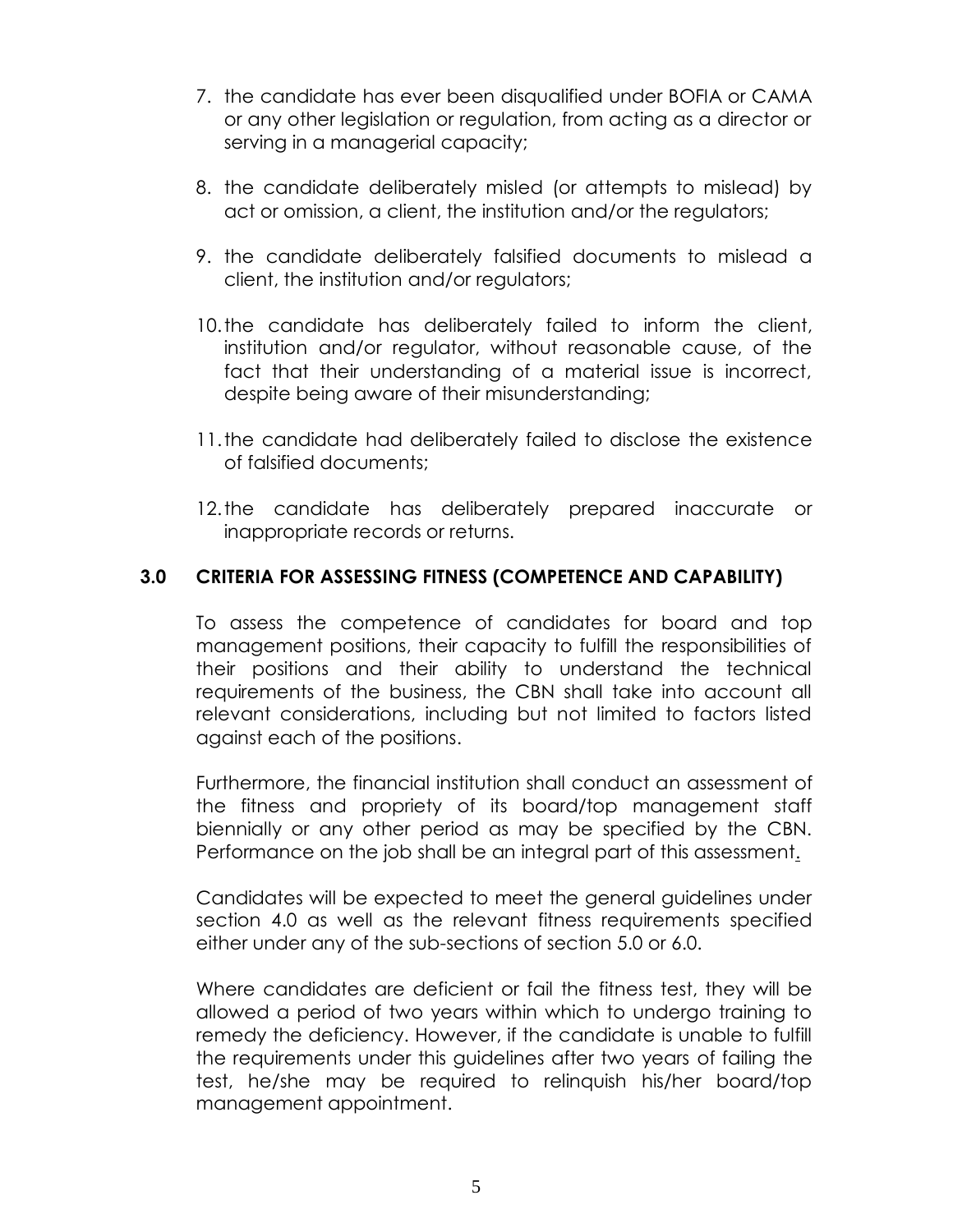7. the candidate has ever been disqualified under BOFIA or CAMA or any other legislation or regulation, from acting as a director or serving in a managerial capacity;

8. the candidate deliberately misled (or attempts to mislead) by act or omission, a client, the institution and/or the regulators;

9. the candidate deliberately falsified documents to mislead a client, the institution and/or regulators;

10. the candidate has deliberately failed to inform the client, institution and/or regulator, without reasonable cause, of the fact that their understanding of a material issue is incorrect, despite being aware of their misunderstanding;

11. the candidate had deliberately failed to disclose the existence of falsified documents;

12. the candidate has deliberately prepared inaccurate or inappropriate records or returns.

## 3.0 CRITERIA FOR ASSESSING FITNESS (COMPETENCE AND CAPABILITY)

To assess the competence of candidates for board and top management positions, their capacity to fulfill the responsibilities of their positions and their ability to understand the technical requirements of the business, the CBN shall take into account all relevant considerations, including but not limited to factors listed against each of the positions.

Furthermore, the financial institution shall conduct an assessment of the fitness and propriety of its board/top management staff biennially or any other period as may be specified by the CBN. Performance on the job shall be an integral part of this assessment.

Candidates will be expected to meet the general guidelines under section 4.0 as well as the relevant fitness requirements specified either under any of the sub-sections of section 5.0 or 6.0.

Where candidates are deficient or fail the fitness test, they will be allowed a period of two years within which to undergo training to remedy the deficiency. However, if the candidate is unable to fulfill the requirements under this guidelines after two years of failing the test, he/she may be required to relinquish his/her board/top management appointment.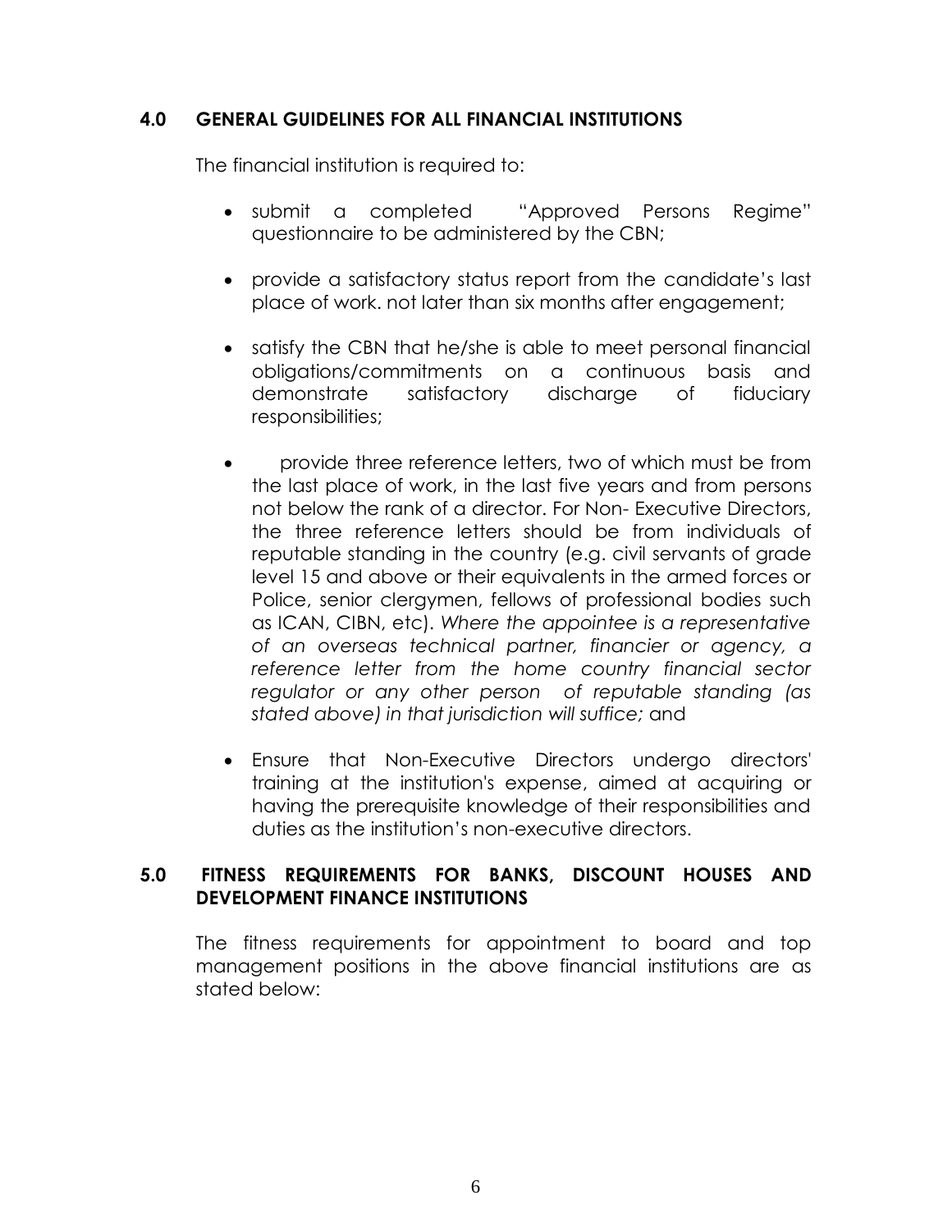## 4.0 GENERAL GUIDELINES FOR ALL FINANCIAL INSTITUTIONS

The financial institution is required to:

- submit a completed "Approved Persons Regime" questionnaire to be administered by the CBN;
- provide a satisfactory status report from the candidate's last place of work. not later than six months after engagement;
- satisfy the CBN that he/she is able to meet personal financial obligations/commitments on a continuous basis and demonstrate satisfactory discharge of fiduciary responsibilities;
- provide three reference letters, two of which must be from the last place of work, in the last five years and from persons not below the rank of a director. For Non- Executive Directors, the three reference letters should be from individuals of reputable standing in the country (e.g. civil servants of grade level 15 and above or their equivalents in the armed forces or Police, senior clergymen, fellows of professional bodies such as ICAN, CIBN, etc). *Where the appointee is a representative of an overseas technical partner, financier or agency, a reference letter from the home country financial sector regulator or any other person of reputable standing (as stated above) in that jurisdiction will suffice;* and
- Ensure that Non-Executive Directors undergo directors' training at the institution's expense, aimed at acquiring or having the prerequisite knowledge of their responsibilities and duties as the institution's non-executive directors.

## 5.0 FITNESS REQUIREMENTS FOR BANKS, DISCOUNT HOUSES AND DEVELOPMENT FINANCE INSTITUTIONS

The fitness requirements for appointment to board and top management positions in the above financial institutions are as stated below: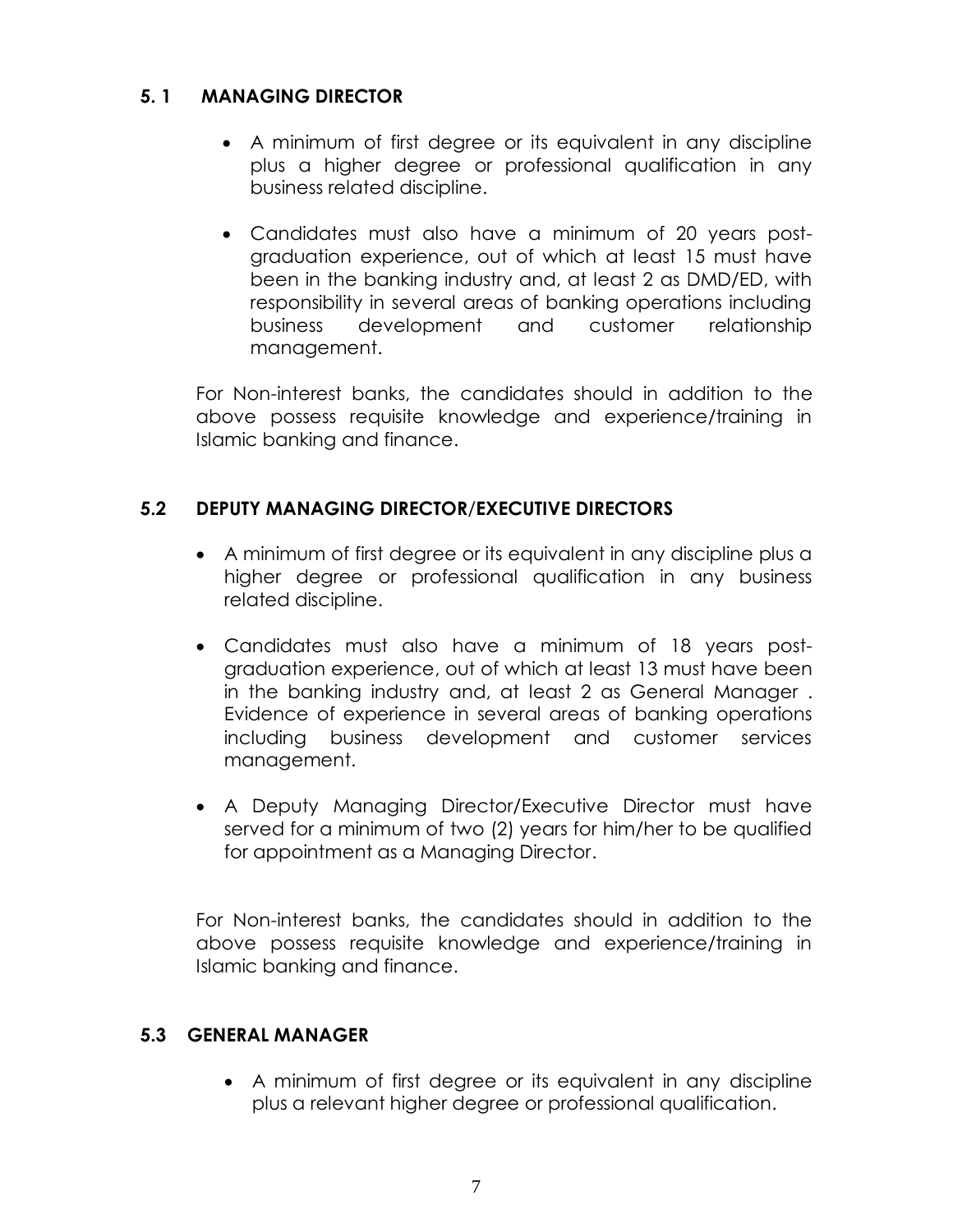### 5. 1 MANAGING DIRECTOR

- A minimum of first degree or its equivalent in any discipline plus a higher degree or professional qualification in any business related discipline.
- Candidates must also have a minimum of 20 years post-graduation experience, out of which at least 15 must have been in the banking industry and, at least 2 as DMD/ED, with responsibility in several areas of banking operations including business development and customer relationship management.

For Non-interest banks, the candidates should in addition to the above possess requisite knowledge and experience/training in Islamic banking and finance.

### 5.2 DEPUTY MANAGING DIRECTOR/EXECUTIVE DIRECTORS

- A minimum of first degree or its equivalent in any discipline plus a higher degree or professional qualification in any business related discipline.
- Candidates must also have a minimum of 18 years post-graduation experience, out of which at least 13 must have been in the banking industry and, at least 2 as General Manager . Evidence of experience in several areas of banking operations including business development and customer services management.
- A Deputy Managing Director/Executive Director must have served for a minimum of two (2) years for him/her to be qualified for appointment as a Managing Director.

For Non-interest banks, the candidates should in addition to the above possess requisite knowledge and experience/training in Islamic banking and finance.

### 5.3 GENERAL MANAGER

- A minimum of first degree or its equivalent in any discipline plus a relevant higher degree or professional qualification.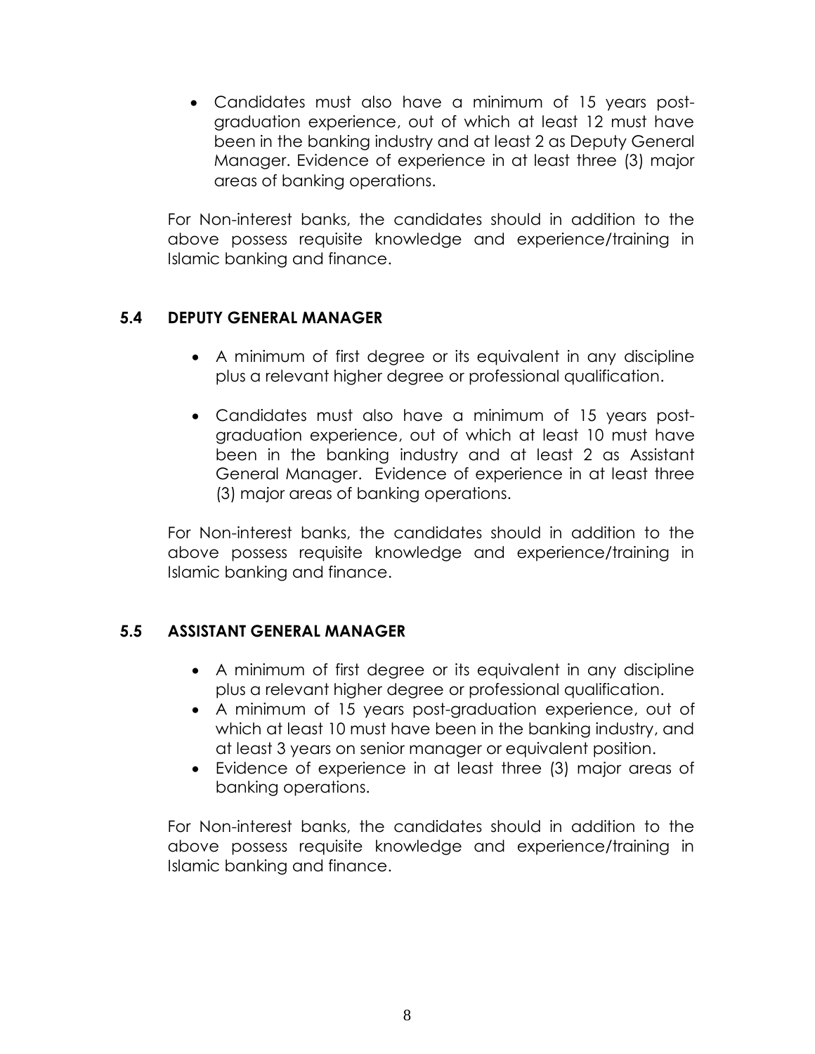- Candidates must also have a minimum of 15 years post-graduation experience, out of which at least 12 must have been in the banking industry and at least 2 as Deputy General Manager. Evidence of experience in at least three (3) major areas of banking operations.

For Non-interest banks, the candidates should in addition to the above possess requisite knowledge and experience/training in Islamic banking and finance.

### 5.4 DEPUTY GENERAL MANAGER

- A minimum of first degree or its equivalent in any discipline plus a relevant higher degree or professional qualification.
- Candidates must also have a minimum of 15 years post-graduation experience, out of which at least 10 must have been in the banking industry and at least 2 as Assistant General Manager. Evidence of experience in at least three (3) major areas of banking operations.

For Non-interest banks, the candidates should in addition to the above possess requisite knowledge and experience/training in Islamic banking and finance.

### 5.5 ASSISTANT GENERAL MANAGER

- A minimum of first degree or its equivalent in any discipline plus a relevant higher degree or professional qualification.
- A minimum of 15 years post-graduation experience, out of which at least 10 must have been in the banking industry, and at least 3 years on senior manager or equivalent position.
- Evidence of experience in at least three (3) major areas of banking operations.

For Non-interest banks, the candidates should in addition to the above possess requisite knowledge and experience/training in Islamic banking and finance.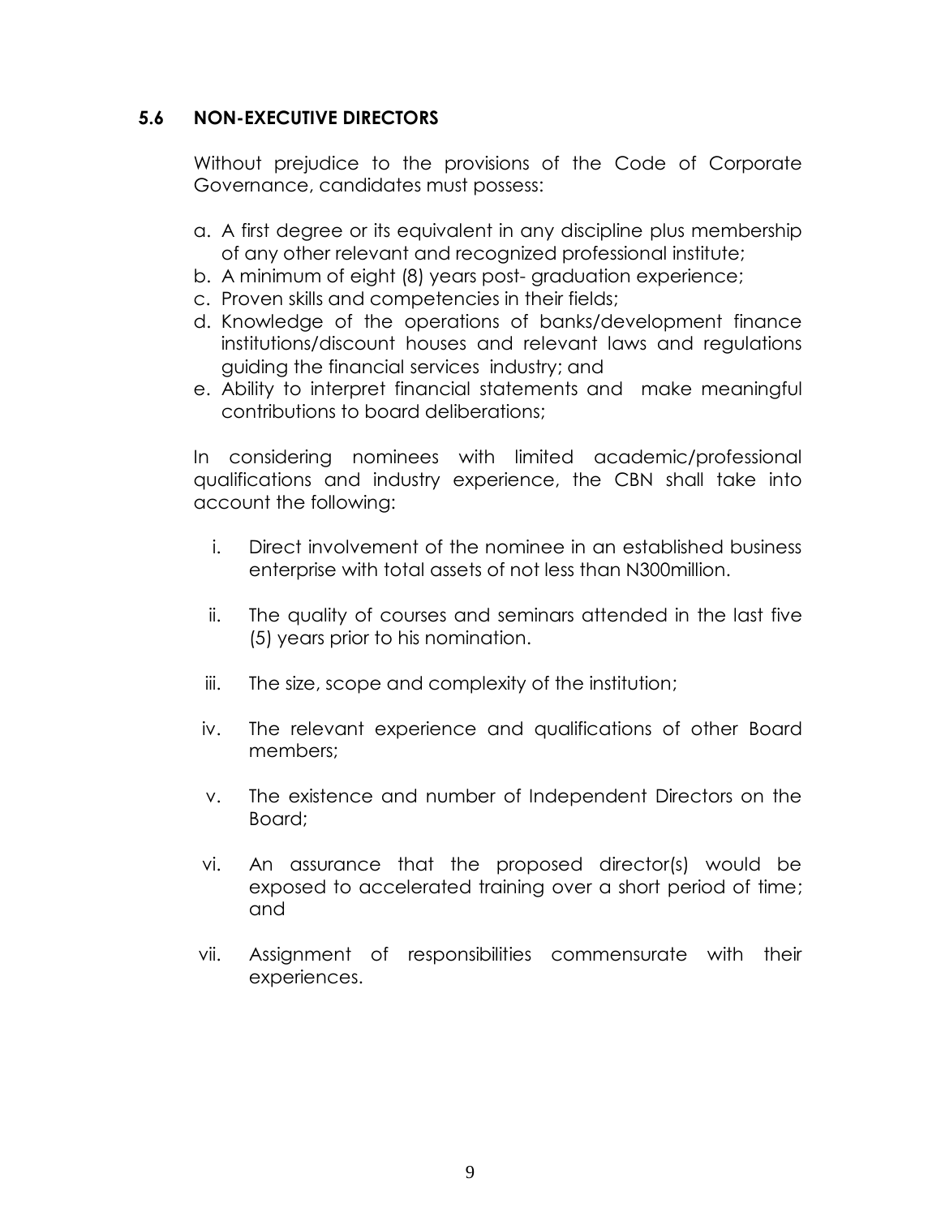### 5.6 NON-EXECUTIVE DIRECTORS

Without prejudice to the provisions of the Code of Corporate Governance, candidates must possess:

a. A first degree or its equivalent in any discipline plus membership of any other relevant and recognized professional institute;
b. A minimum of eight (8) years post- graduation experience;
c. Proven skills and competencies in their fields;
d. Knowledge of the operations of banks/development finance institutions/discount houses and relevant laws and regulations guiding the financial services industry; and
e. Ability to interpret financial statements and make meaningful contributions to board deliberations;

In considering nominees with limited academic/professional qualifications and industry experience, the CBN shall take into account the following:

i. Direct involvement of the nominee in an established business enterprise with total assets of not less than N300million.

ii. The quality of courses and seminars attended in the last five (5) years prior to his nomination.

iii. The size, scope and complexity of the institution;

iv. The relevant experience and qualifications of other Board members;

v. The existence and number of Independent Directors on the Board;

vi. An assurance that the proposed director(s) would be exposed to accelerated training over a short period of time; and

vii. Assignment of responsibilities commensurate with their experiences.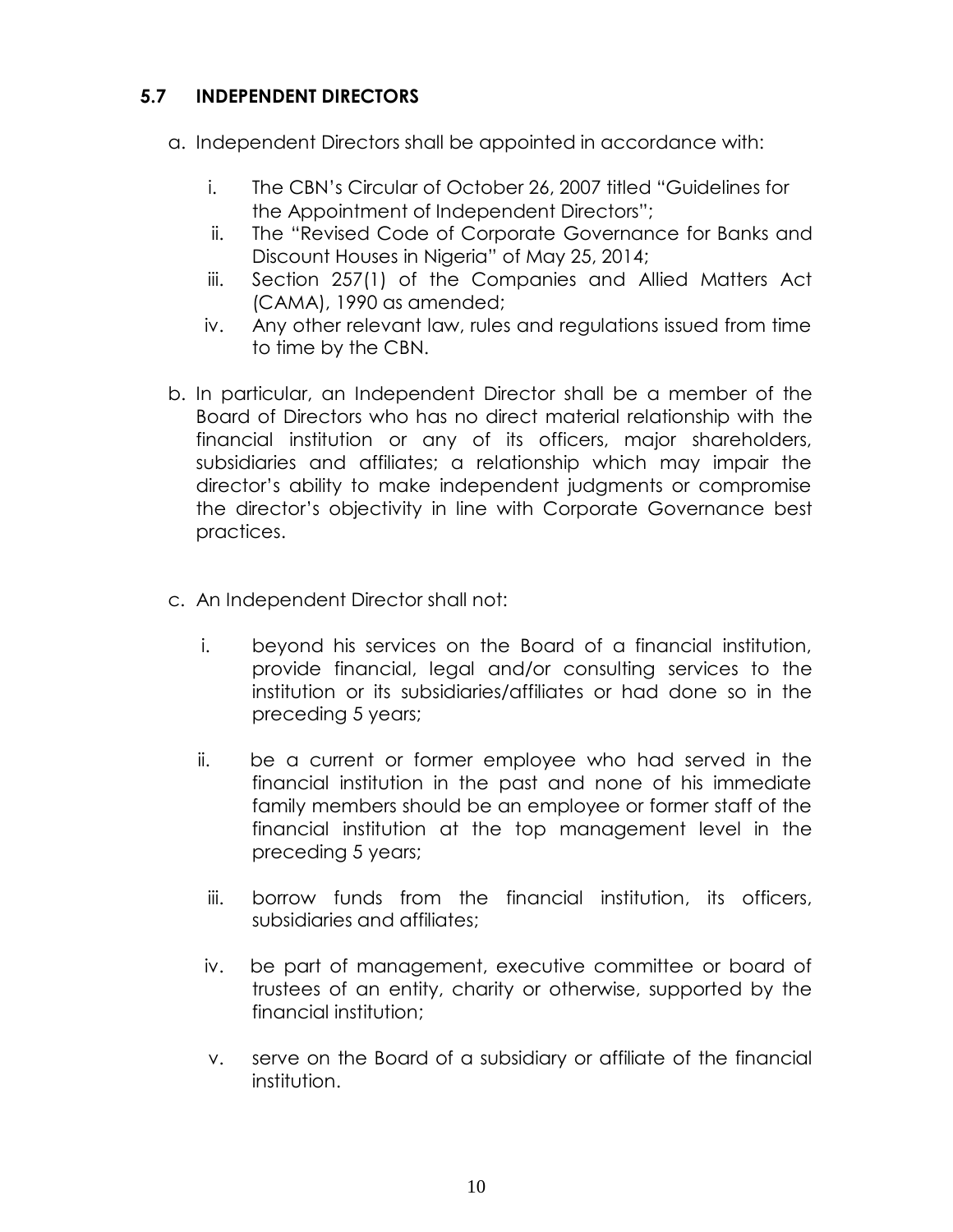### 5.7 INDEPENDENT DIRECTORS

a. Independent Directors shall be appointed in accordance with:

   i. The CBN's Circular of October 26, 2007 titled "Guidelines for the Appointment of Independent Directors";
   ii. The "Revised Code of Corporate Governance for Banks and Discount Houses in Nigeria" of May 25, 2014;
   iii. Section 257(1) of the Companies and Allied Matters Act (CAMA), 1990 as amended;
   iv. Any other relevant law, rules and regulations issued from time to time by the CBN.

b. In particular, an Independent Director shall be a member of the Board of Directors who has no direct material relationship with the financial institution or any of its officers, major shareholders, subsidiaries and affiliates; a relationship which may impair the director's ability to make independent judgments or compromise the director's objectivity in line with Corporate Governance best practices.

c. An Independent Director shall not:

   i. beyond his services on the Board of a financial institution, provide financial, legal and/or consulting services to the institution or its subsidiaries/affiliates or had done so in the preceding 5 years;

   ii. be a current or former employee who had served in the financial institution in the past and none of his immediate family members should be an employee or former staff of the financial institution at the top management level in the preceding 5 years;

   iii. borrow funds from the financial institution, its officers, subsidiaries and affiliates;

   iv. be part of management, executive committee or board of trustees of an entity, charity or otherwise, supported by the financial institution;

   v. serve on the Board of a subsidiary or affiliate of the financial institution.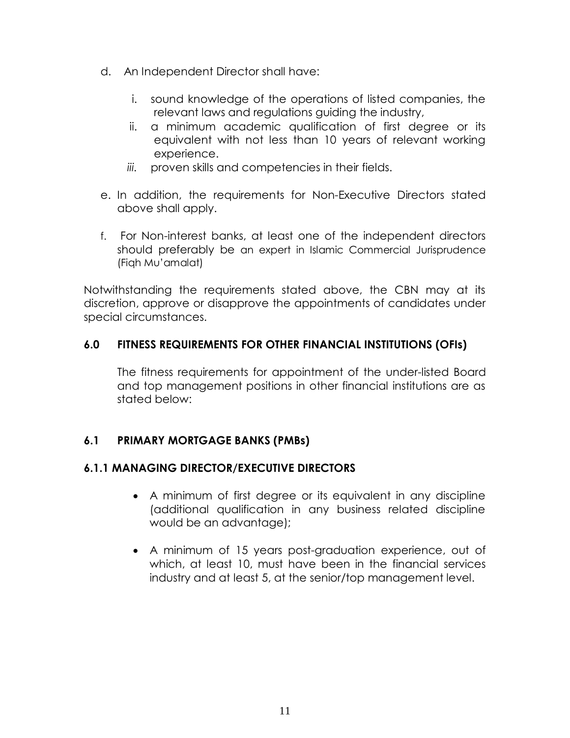d. An Independent Director shall have:

   i. sound knowledge of the operations of listed companies, the relevant laws and regulations guiding the industry,
   ii. a minimum academic qualification of first degree or its equivalent with not less than 10 years of relevant working experience.
   *iii.* proven skills and competencies in their fields.

e. In addition, the requirements for Non-Executive Directors stated above shall apply.

f. For Non-interest banks, at least one of the independent directors should preferably be an expert in Islamic Commercial Jurisprudence (Fiqh Mu'amalat)

Notwithstanding the requirements stated above, the CBN may at its discretion, approve or disapprove the appointments of candidates under special circumstances.

## 6.0 FITNESS REQUIREMENTS FOR OTHER FINANCIAL INSTITUTIONS (OFIs)

The fitness requirements for appointment of the under-listed Board and top management positions in other financial institutions are as stated below:

## 6.1 PRIMARY MORTGAGE BANKS (PMBs)

### 6.1.1 MANAGING DIRECTOR/EXECUTIVE DIRECTORS

- A minimum of first degree or its equivalent in any discipline (additional qualification in any business related discipline would be an advantage);
- A minimum of 15 years post-graduation experience, out of which, at least 10, must have been in the financial services industry and at least 5, at the senior/top management level.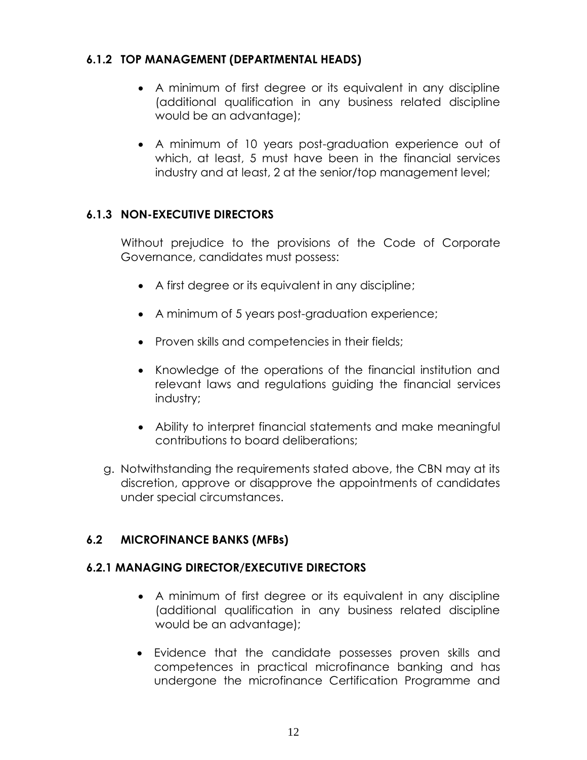### 6.1.2 TOP MANAGEMENT (DEPARTMENTAL HEADS)

- A minimum of first degree or its equivalent in any discipline (additional qualification in any business related discipline would be an advantage);
- A minimum of 10 years post-graduation experience out of which, at least, 5 must have been in the financial services industry and at least, 2 at the senior/top management level;

### 6.1.3 NON-EXECUTIVE DIRECTORS

Without prejudice to the provisions of the Code of Corporate Governance, candidates must possess:

- A first degree or its equivalent in any discipline;
- A minimum of 5 years post-graduation experience;
- Proven skills and competencies in their fields;
- Knowledge of the operations of the financial institution and relevant laws and regulations guiding the financial services industry;
- Ability to interpret financial statements and make meaningful contributions to board deliberations;

g. Notwithstanding the requirements stated above, the CBN may at its discretion, approve or disapprove the appointments of candidates under special circumstances.

## 6.2 MICROFINANCE BANKS (MFBs)

### 6.2.1 MANAGING DIRECTOR/EXECUTIVE DIRECTORS

- A minimum of first degree or its equivalent in any discipline (additional qualification in any business related discipline would be an advantage);
- Evidence that the candidate possesses proven skills and competences in practical microfinance banking and has undergone the microfinance Certification Programme and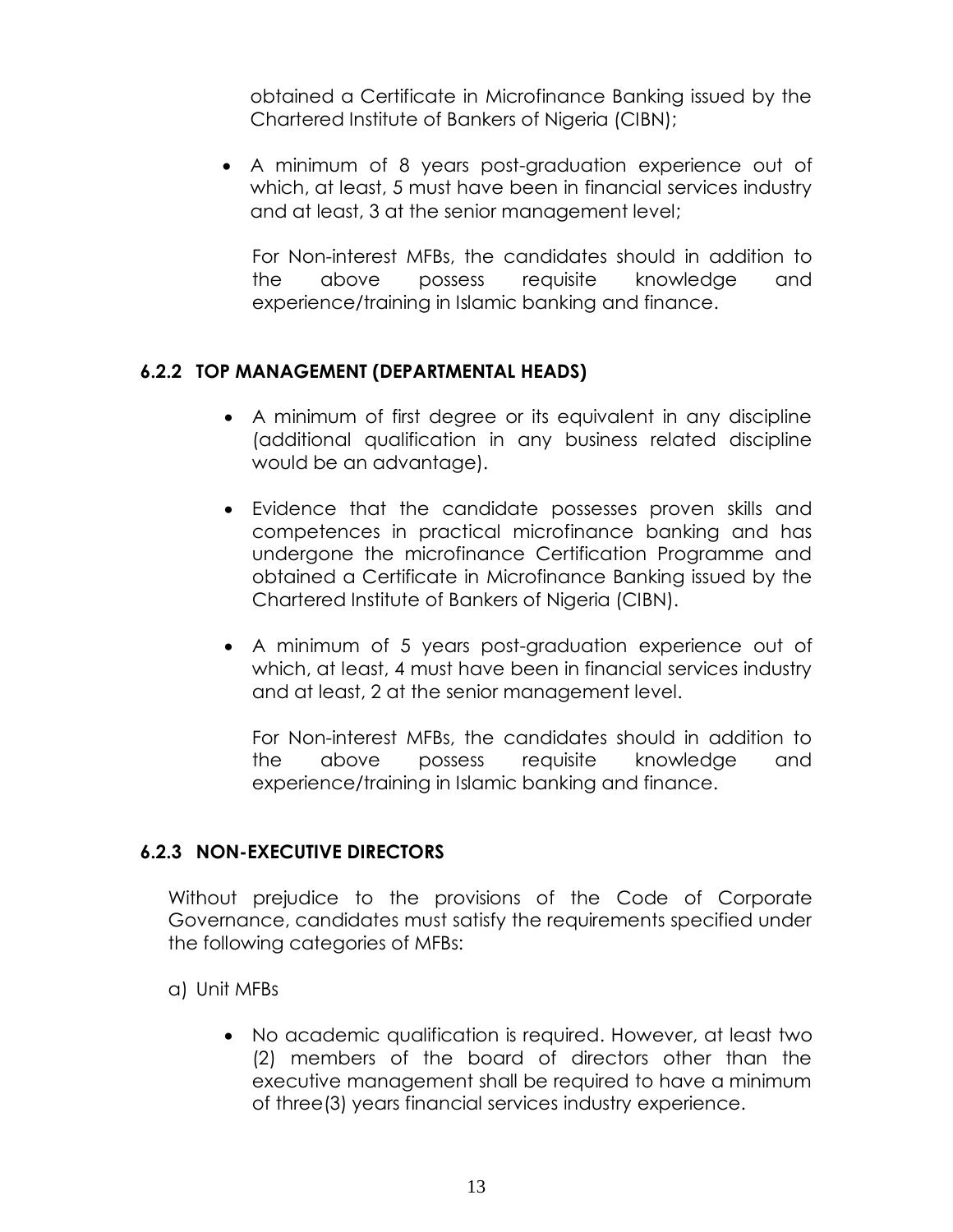obtained a Certificate in Microfinance Banking issued by the Chartered Institute of Bankers of Nigeria (CIBN);

- A minimum of 8 years post-graduation experience out of which, at least, 5 must have been in financial services industry and at least, 3 at the senior management level;

  For Non-interest MFBs, the candidates should in addition to the above possess requisite knowledge and experience/training in Islamic banking and finance.

#### 6.2.2 TOP MANAGEMENT (DEPARTMENTAL HEADS)

- A minimum of first degree or its equivalent in any discipline (additional qualification in any business related discipline would be an advantage).
- Evidence that the candidate possesses proven skills and competences in practical microfinance banking and has undergone the microfinance Certification Programme and obtained a Certificate in Microfinance Banking issued by the Chartered Institute of Bankers of Nigeria (CIBN).
- A minimum of 5 years post-graduation experience out of which, at least, 4 must have been in financial services industry and at least, 2 at the senior management level.

  For Non-interest MFBs, the candidates should in addition to the above possess requisite knowledge and experience/training in Islamic banking and finance.

#### 6.2.3 NON-EXECUTIVE DIRECTORS

Without prejudice to the provisions of the Code of Corporate Governance, candidates must satisfy the requirements specified under the following categories of MFBs:

a) Unit MFBs

- No academic qualification is required. However, at least two (2) members of the board of directors other than the executive management shall be required to have a minimum of three(3) years financial services industry experience.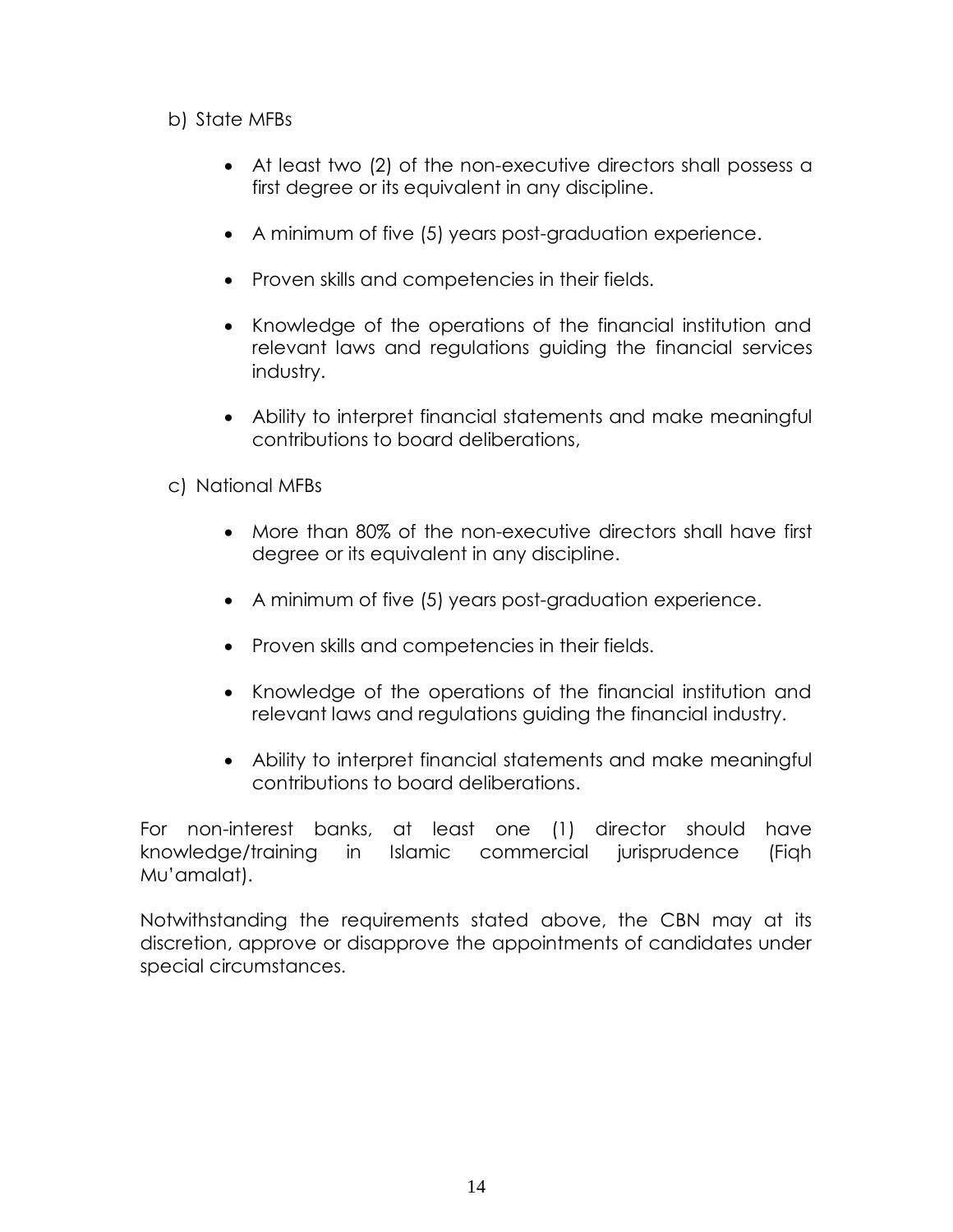b) State MFBs

- At least two (2) of the non-executive directors shall possess a first degree or its equivalent in any discipline.
- A minimum of five (5) years post-graduation experience.
- Proven skills and competencies in their fields.
- Knowledge of the operations of the financial institution and relevant laws and regulations guiding the financial services industry.
- Ability to interpret financial statements and make meaningful contributions to board deliberations,

c) National MFBs

- More than 80% of the non-executive directors shall have first degree or its equivalent in any discipline.
- A minimum of five (5) years post-graduation experience.
- Proven skills and competencies in their fields.
- Knowledge of the operations of the financial institution and relevant laws and regulations guiding the financial industry.
- Ability to interpret financial statements and make meaningful contributions to board deliberations.

For non-interest banks, at least one (1) director should have knowledge/training in Islamic commercial jurisprudence (Fiqh Mu'amalat).

Notwithstanding the requirements stated above, the CBN may at its discretion, approve or disapprove the appointments of candidates under special circumstances.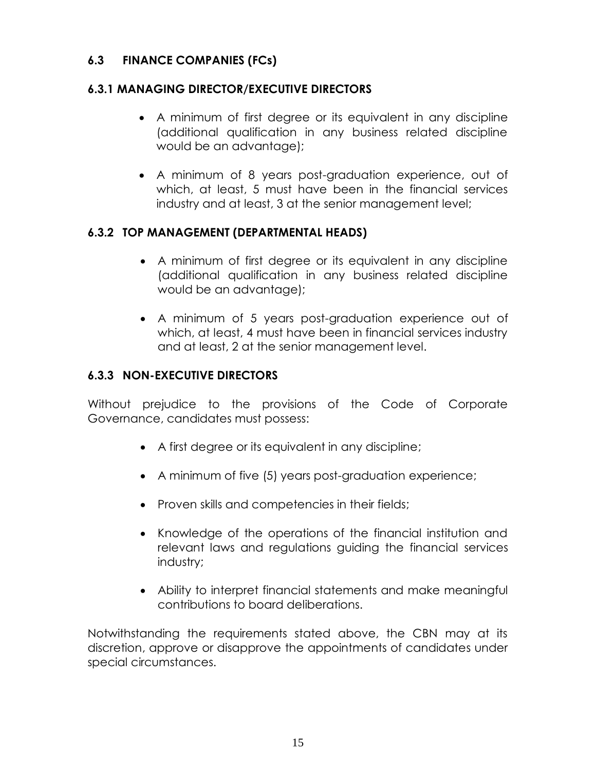### 6.3 FINANCE COMPANIES (FCs)

#### 6.3.1 MANAGING DIRECTOR/EXECUTIVE DIRECTORS

- A minimum of first degree or its equivalent in any discipline (additional qualification in any business related discipline would be an advantage);
- A minimum of 8 years post-graduation experience, out of which, at least, 5 must have been in the financial services industry and at least, 3 at the senior management level;

#### 6.3.2 TOP MANAGEMENT (DEPARTMENTAL HEADS)

- A minimum of first degree or its equivalent in any discipline (additional qualification in any business related discipline would be an advantage);
- A minimum of 5 years post-graduation experience out of which, at least, 4 must have been in financial services industry and at least, 2 at the senior management level.

#### 6.3.3 NON-EXECUTIVE DIRECTORS

Without prejudice to the provisions of the Code of Corporate Governance, candidates must possess:

- A first degree or its equivalent in any discipline;
- A minimum of five (5) years post-graduation experience;
- Proven skills and competencies in their fields;
- Knowledge of the operations of the financial institution and relevant laws and regulations guiding the financial services industry;
- Ability to interpret financial statements and make meaningful contributions to board deliberations.

Notwithstanding the requirements stated above, the CBN may at its discretion, approve or disapprove the appointments of candidates under special circumstances.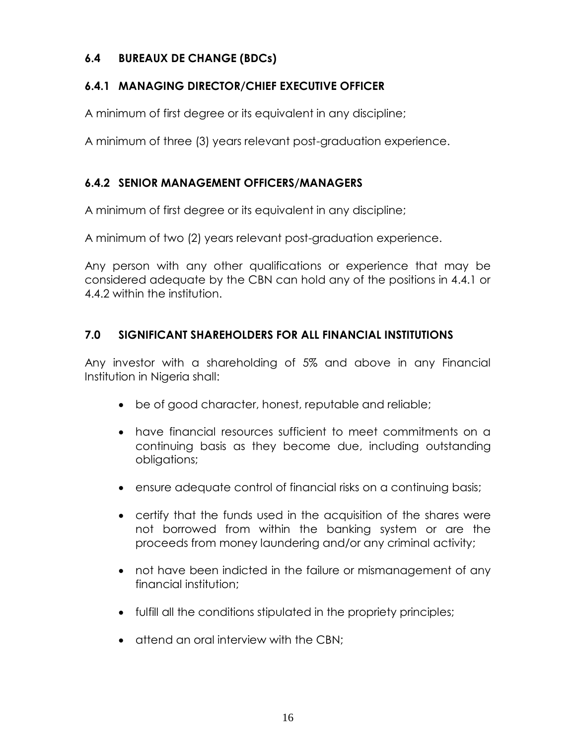### 6.4 BUREAUX DE CHANGE (BDCs)

#### 6.4.1 MANAGING DIRECTOR/CHIEF EXECUTIVE OFFICER

A minimum of first degree or its equivalent in any discipline;

A minimum of three (3) years relevant post-graduation experience.

#### 6.4.2 SENIOR MANAGEMENT OFFICERS/MANAGERS

A minimum of first degree or its equivalent in any discipline;

A minimum of two (2) years relevant post-graduation experience.

Any person with any other qualifications or experience that may be considered adequate by the CBN can hold any of the positions in 4.4.1 or 4.4.2 within the institution.

## 7.0 SIGNIFICANT SHAREHOLDERS FOR ALL FINANCIAL INSTITUTIONS

Any investor with a shareholding of 5% and above in any Financial Institution in Nigeria shall:

- be of good character, honest, reputable and reliable;
- have financial resources sufficient to meet commitments on a continuing basis as they become due, including outstanding obligations;
- ensure adequate control of financial risks on a continuing basis;
- certify that the funds used in the acquisition of the shares were not borrowed from within the banking system or are the proceeds from money laundering and/or any criminal activity;
- not have been indicted in the failure or mismanagement of any financial institution;
- fulfill all the conditions stipulated in the propriety principles;
- attend an oral interview with the CBN;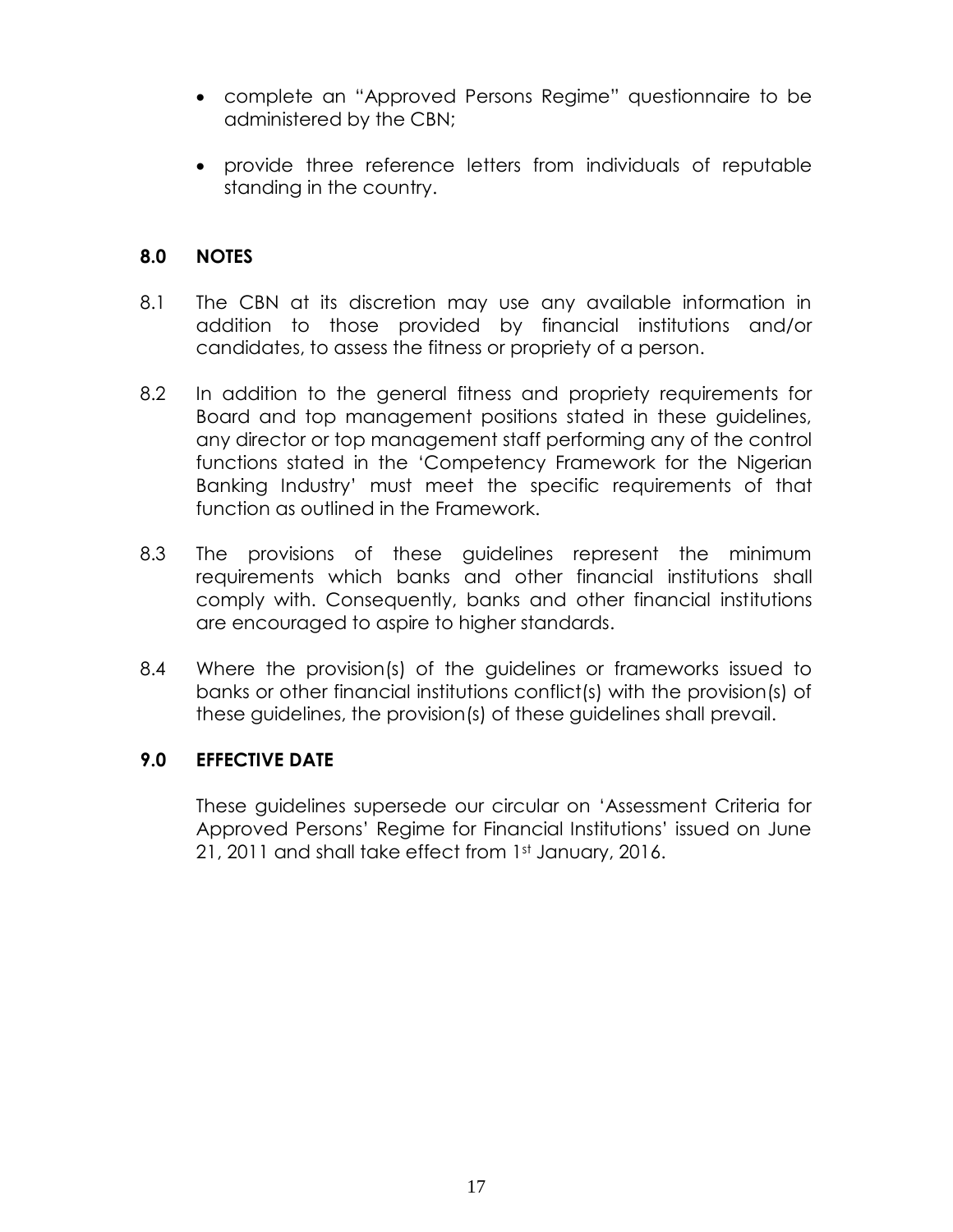- complete an "Approved Persons Regime" questionnaire to be administered by the CBN;
- provide three reference letters from individuals of reputable standing in the country.

## 8.0 NOTES

8.1 The CBN at its discretion may use any available information in addition to those provided by financial institutions and/or candidates, to assess the fitness or propriety of a person.

8.2 In addition to the general fitness and propriety requirements for Board and top management positions stated in these guidelines, any director or top management staff performing any of the control functions stated in the 'Competency Framework for the Nigerian Banking Industry' must meet the specific requirements of that function as outlined in the Framework.

8.3 The provisions of these guidelines represent the minimum requirements which banks and other financial institutions shall comply with. Consequently, banks and other financial institutions are encouraged to aspire to higher standards.

8.4 Where the provision(s) of the guidelines or frameworks issued to banks or other financial institutions conflict(s) with the provision(s) of these guidelines, the provision(s) of these guidelines shall prevail.

## 9.0 EFFECTIVE DATE

These guidelines supersede our circular on 'Assessment Criteria for Approved Persons' Regime for Financial Institutions' issued on June 21, 2011 and shall take effect from 1st January, 2016.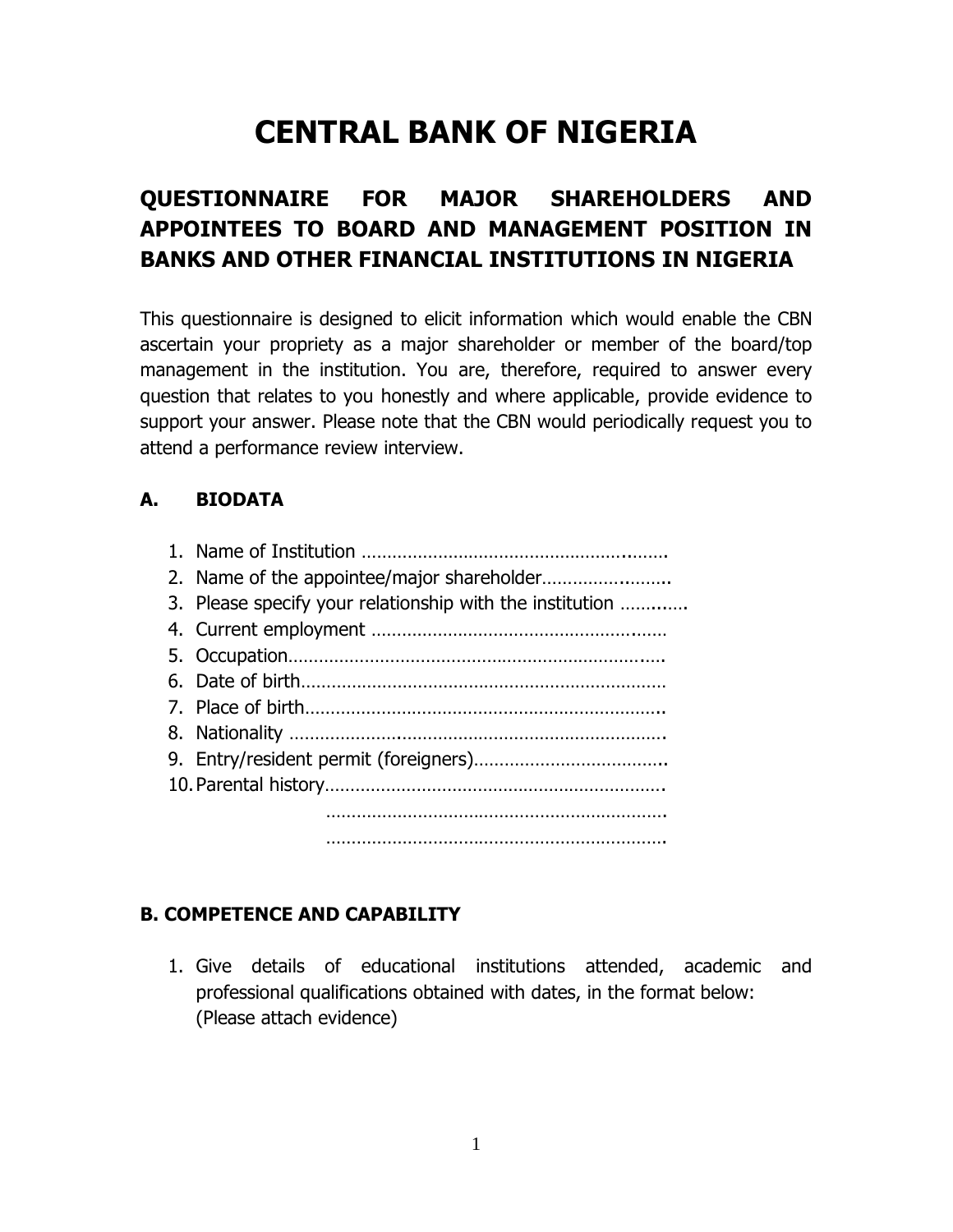# CENTRAL BANK OF NIGERIA

## QUESTIONNAIRE FOR MAJOR SHAREHOLDERS AND APPOINTEES TO BOARD AND MANAGEMENT POSITION IN BANKS AND OTHER FINANCIAL INSTITUTIONS IN NIGERIA

This questionnaire is designed to elicit information which would enable the CBN ascertain your propriety as a major shareholder or member of the board/top management in the institution. You are, therefore, required to answer every question that relates to you honestly and where applicable, provide evidence to support your answer. Please note that the CBN would periodically request you to attend a performance review interview.

### A. BIODATA

1. Name of Institution …………………………………………………….
2. Name of the appointee/major shareholder…………………………
3. Please specify your relationship with the institution ………….
4. Current employment ………………………………………………
5. Occupation……………………………………………………………….
6. Date of birth………………………………………………………………
7. Place of birth…………………………………………………………….
8. Nationality ………………………………………………………………….
9. Entry/resident permit (foreigners)……………………………….
10. Parental history………………………………………………………….
    ………………………………………………………….
    ………………………………………………………….

### B. COMPETENCE AND CAPABILITY

1. Give details of educational institutions attended, academic and professional qualifications obtained with dates, in the format below: (Please attach evidence)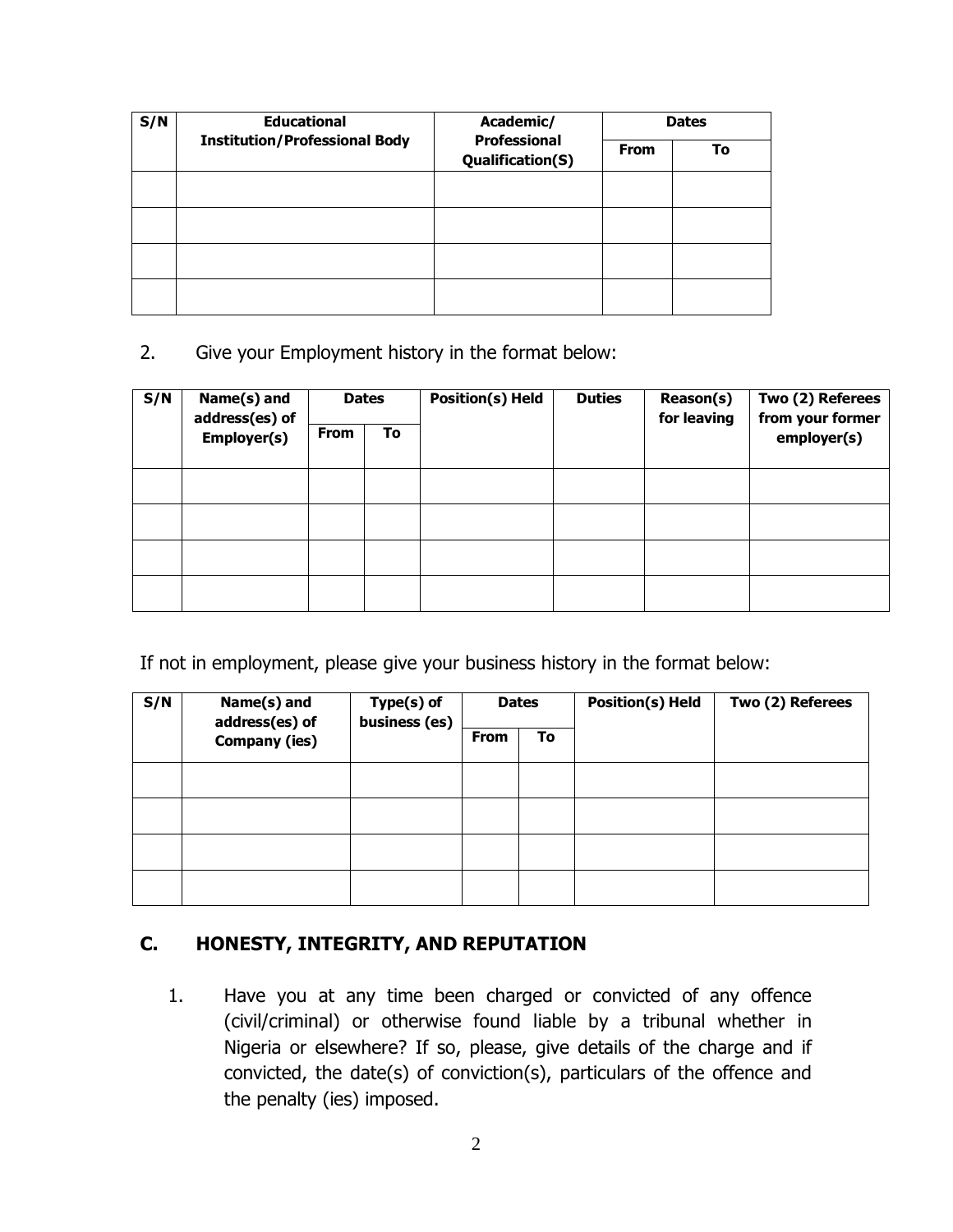| S/N | Educational Institution/Professional Body | Academic/ Professional Qualification(S) | Dates | |
|---|---|---|---|---|
| | | | From | To |
| | | | | |
| | | | | |
| | | | | |
| | | | | |

2. Give your Employment history in the format below:

| S/N | Name(s) and address(es) of Employer(s) | Dates | | Position(s) Held | Duties | Reason(s) for leaving | Two (2) Referees from your former employer(s) |
|---|---|---|---|---|---|---|---|
| | | From | To | | | | |
| | | | | | | | |
| | | | | | | | |
| | | | | | | | |
| | | | | | | | |

If not in employment, please give your business history in the format below:

| S/N | Name(s) and address(es) of Company (ies) | Type(s) of business (es) | Dates | | Position(s) Held | Two (2) Referees |
|---|---|---|---|---|---|---|
| | | | From | To | | |
| | | | | | | |
| | | | | | | |
| | | | | | | |
| | | | | | | |

## C. HONESTY, INTEGRITY, AND REPUTATION

1. Have you at any time been charged or convicted of any offence (civil/criminal) or otherwise found liable by a tribunal whether in Nigeria or elsewhere? If so, please, give details of the charge and if convicted, the date(s) of conviction(s), particulars of the offence and the penalty (ies) imposed.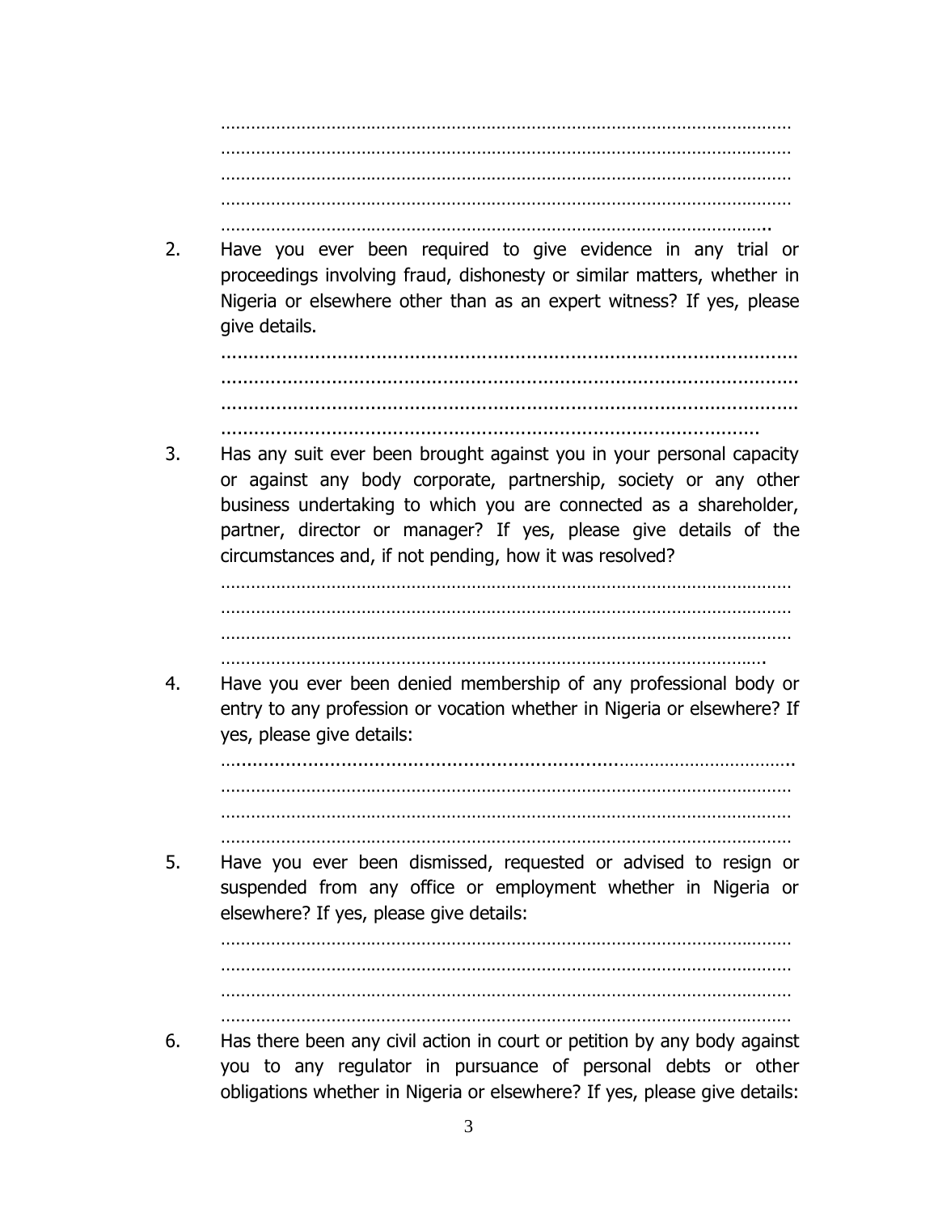……………………………………………………………………………………………………
……………………………………………………………………………………………………
……………………………………………………………………………………………………
……………………………………………………………………………………………………
…………………………………………………………………………………………………..

2. Have you ever been required to give evidence in any trial or proceedings involving fraud, dishonesty or similar matters, whether in Nigeria or elsewhere other than as an expert witness? If yes, please give details.

……………………………………………………………………………………………………
……………………………………………………………………………………………………
……………………………………………………………………………………………………
…………………………………………………………………………………………….

3. Has any suit ever been brought against you in your personal capacity or against any body corporate, partnership, society or any other business undertaking to which you are connected as a shareholder, partner, director or manager? If yes, please give details of the circumstances and, if not pending, how it was resolved?

……………………………………………………………………………………………………
……………………………………………………………………………………………………
……………………………………………………………………………………………………
…………………………………………………………………………………………………

4. Have you ever been denied membership of any professional body or entry to any profession or vocation whether in Nigeria or elsewhere? If yes, please give details:

…………………………………………………………………………………………………..
……………………………………………………………………………………………………
……………………………………………………………………………………………………
……………………………………………………………………………………………………

5. Have you ever been dismissed, requested or advised to resign or suspended from any office or employment whether in Nigeria or elsewhere? If yes, please give details:

……………………………………………………………………………………………………
……………………………………………………………………………………………………
……………………………………………………………………………………………………
……………………………………………………………………………………………………

6. Has there been any civil action in court or petition by any body against you to any regulator in pursuance of personal debts or other obligations whether in Nigeria or elsewhere? If yes, please give details: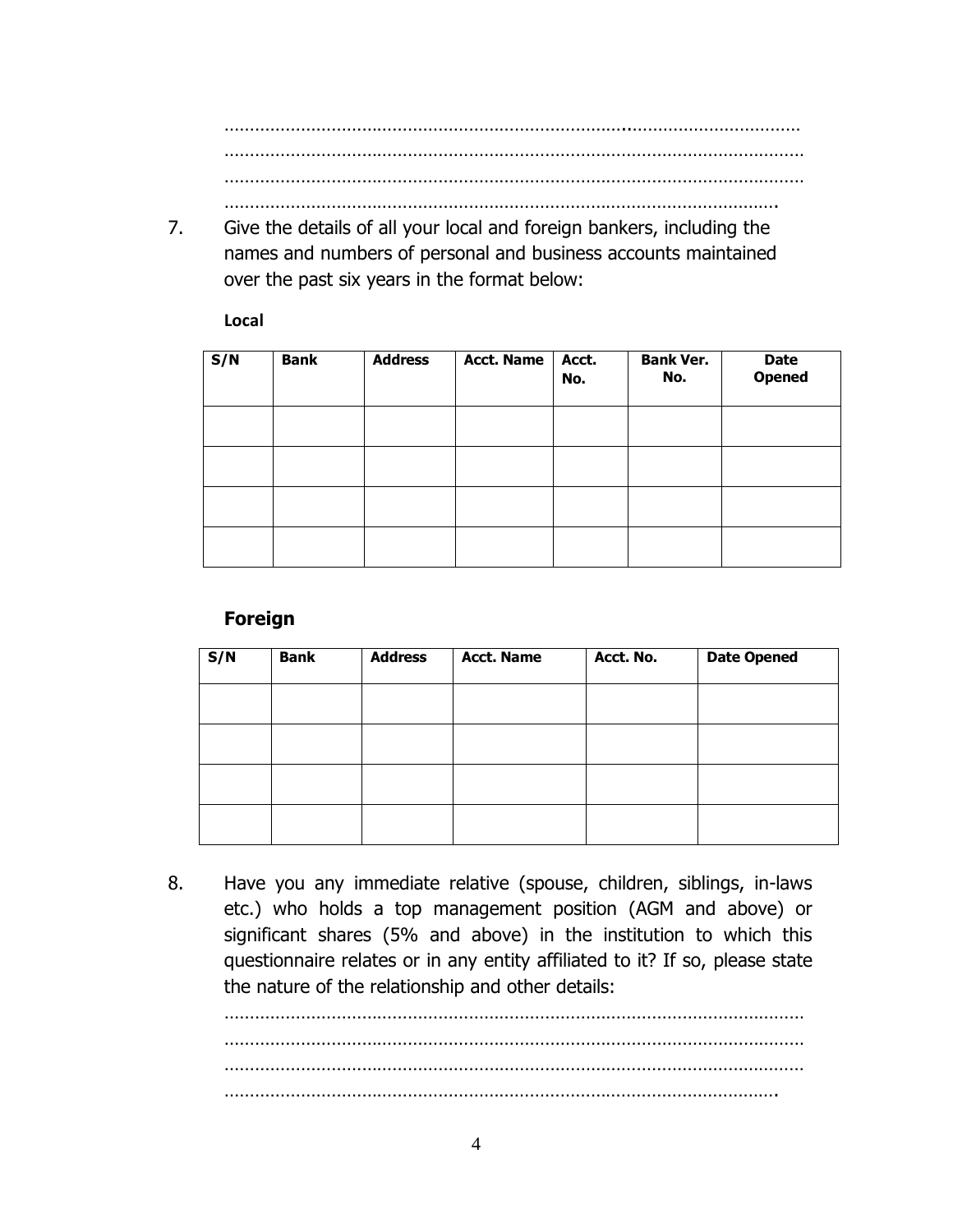………………………………………………………………………………………………
………………………………………………………………………………………………
………………………………………………………………………………………………
……………………………………………………………………………………………….

7. Give the details of all your local and foreign bankers, including the names and numbers of personal and business accounts maintained over the past six years in the format below:

**Local**

| S/N | Bank | Address | Acct. Name | Acct. No. | Bank Ver. No. | Date Opened |
|---|---|---|---|---|---|---|
| | | | | | | |
| | | | | | | |
| | | | | | | |
| | | | | | | |

**Foreign**

| S/N | Bank | Address | Acct. Name | Acct. No. | Date Opened |
|---|---|---|---|---|---|
| | | | | | |
| | | | | | |
| | | | | | |
| | | | | | |

8. Have you any immediate relative (spouse, children, siblings, in-laws etc.) who holds a top management position (AGM and above) or significant shares (5% and above) in the institution to which this questionnaire relates or in any entity affiliated to it? If so, please state the nature of the relationship and other details:

………………………………………………………………………………………………
………………………………………………………………………………………………
………………………………………………………………………………………………
……………………………………………………………………………………………….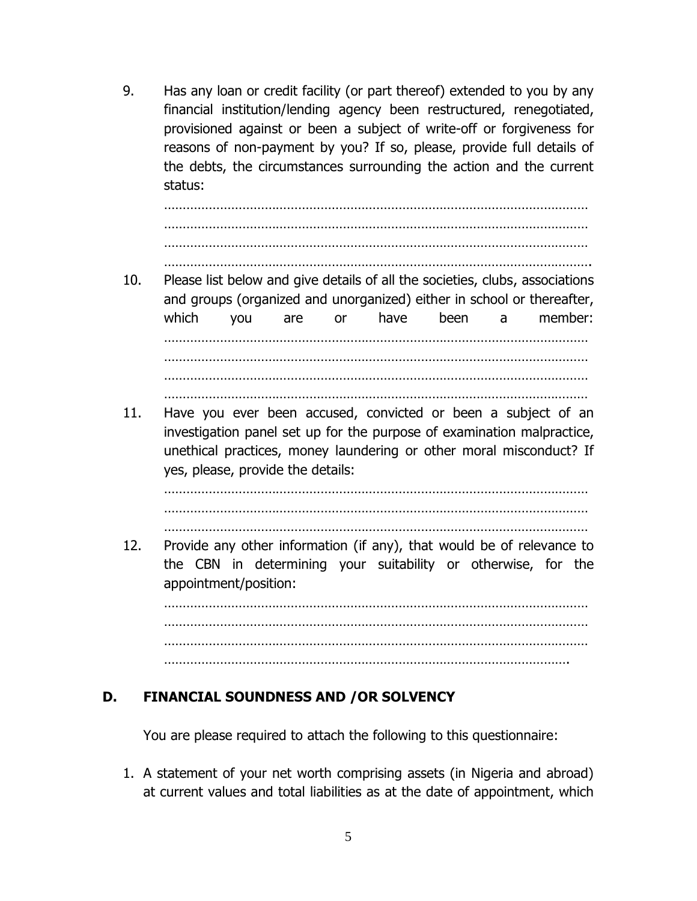9. Has any loan or credit facility (or part thereof) extended to you by any financial institution/lending agency been restructured, renegotiated, provisioned against or been a subject of write-off or forgiveness for reasons of non-payment by you? If so, please, provide full details of the debts, the circumstances surrounding the action and the current status:

   …………………………………………………………………………………………………
   …………………………………………………………………………………………………
   …………………………………………………………………………………………………
   …………………………………………………………………………………………………

10. Please list below and give details of all the societies, clubs, associations and groups (organized and unorganized) either in school or thereafter, which you are or have been a member:

    …………………………………………………………………………………………………
    …………………………………………………………………………………………………
    …………………………………………………………………………………………………
    …………………………………………………………………………………………………

11. Have you ever been accused, convicted or been a subject of an investigation panel set up for the purpose of examination malpractice, unethical practices, money laundering or other moral misconduct? If yes, please, provide the details:

    …………………………………………………………………………………………………
    …………………………………………………………………………………………………
    …………………………………………………………………………………………………

12. Provide any other information (if any), that would be of relevance to the CBN in determining your suitability or otherwise, for the appointment/position:

    …………………………………………………………………………………………………
    …………………………………………………………………………………………………
    …………………………………………………………………………………………………
    …………………………………………………………………………………………………

## D. FINANCIAL SOUNDNESS AND /OR SOLVENCY

You are please required to attach the following to this questionnaire:

1. A statement of your net worth comprising assets (in Nigeria and abroad) at current values and total liabilities as at the date of appointment, which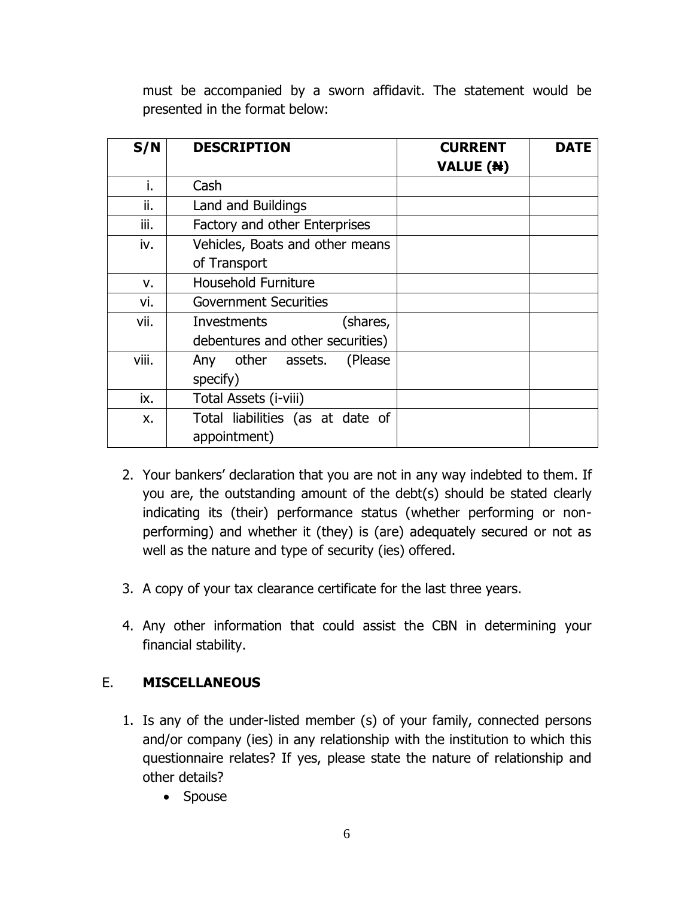must be accompanied by a sworn affidavit. The statement would be presented in the format below:

| S/N | DESCRIPTION | CURRENT VALUE (₦) | DATE |
|---|---|---|---|
| i. | Cash | | |
| ii. | Land and Buildings | | |
| iii. | Factory and other Enterprises | | |
| iv. | Vehicles, Boats and other means of Transport | | |
| v. | Household Furniture | | |
| vi. | Government Securities | | |
| vii. | Investments (shares, debentures and other securities) | | |
| viii. | Any other assets. (Please specify) | | |
| ix. | Total Assets (i-viii) | | |
| x. | Total liabilities (as at date of appointment) | | |

2. Your bankers' declaration that you are not in any way indebted to them. If you are, the outstanding amount of the debt(s) should be stated clearly indicating its (their) performance status (whether performing or non-performing) and whether it (they) is (are) adequately secured or not as well as the nature and type of security (ies) offered.

3. A copy of your tax clearance certificate for the last three years.

4. Any other information that could assist the CBN in determining your financial stability.

## E. MISCELLANEOUS

1. Is any of the under-listed member (s) of your family, connected persons and/or company (ies) in any relationship with the institution to which this questionnaire relates? If yes, please state the nature of relationship and other details?
   - Spouse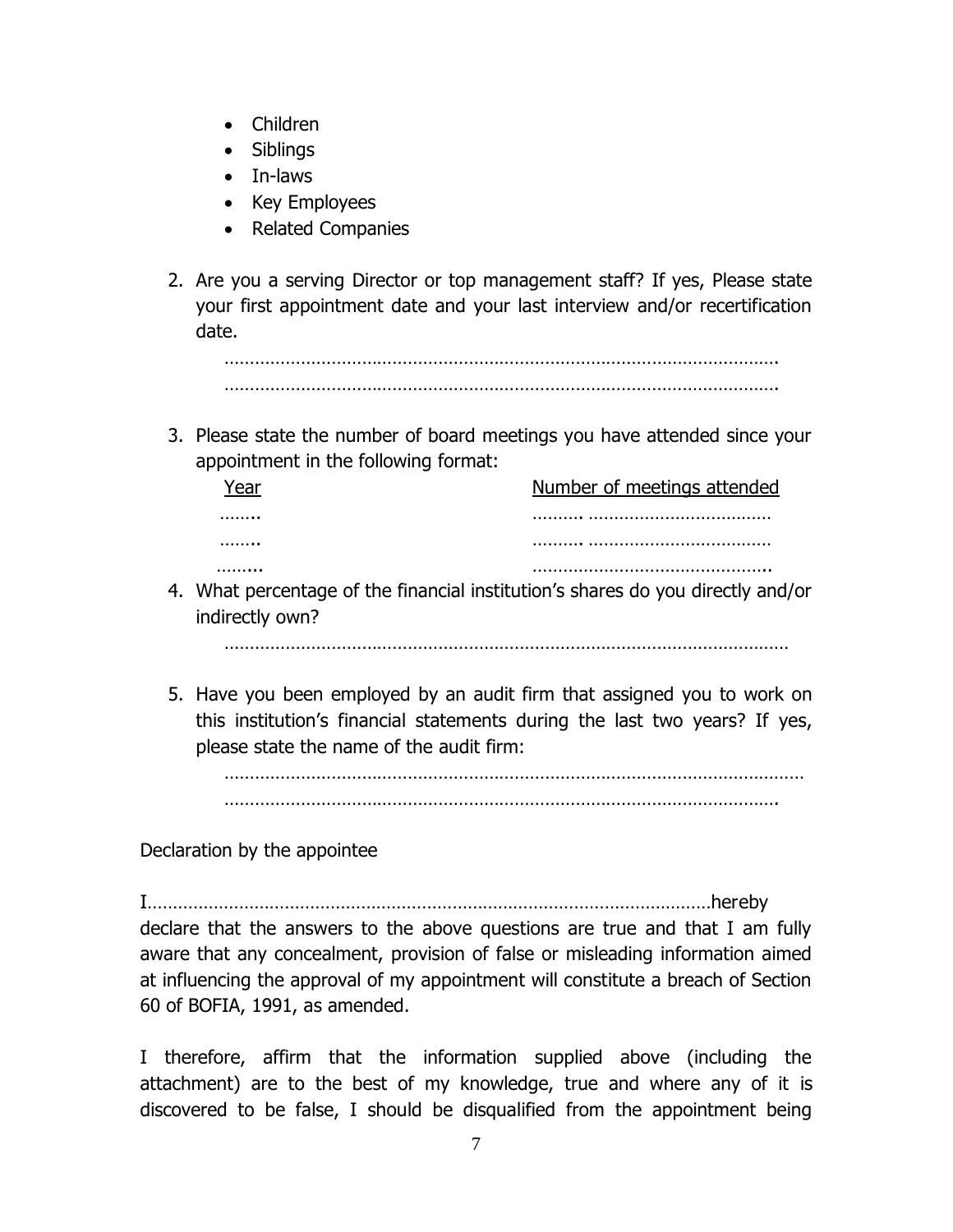- Children
- Siblings
- In-laws
- Key Employees
- Related Companies

2. Are you a serving Director or top management staff? If yes, Please state your first appointment date and your last interview and/or recertification date.

   …………………………………………………………………………………………….
   …………………………………………………………………………………………….

3. Please state the number of board meetings you have attended since your appointment in the following format:

   | Year | Number of meetings attended |
   |---|---|
   | …….. | ………. ……………………………… |
   | …….. | ………. ……………………………… |
   | …….. | ……………………………………….. |

4. What percentage of the financial institution's shares do you directly and/or indirectly own?

   ……………………………………………………………………………………………

5. Have you been employed by an audit firm that assigned you to work on this institution's financial statements during the last two years? If yes, please state the name of the audit firm:

   ……………………………………………………………………………………………
   …………………………………………………………………………………………….

Declaration by the appointee

I……………………………………………………………………………………………hereby declare that the answers to the above questions are true and that I am fully aware that any concealment, provision of false or misleading information aimed at influencing the approval of my appointment will constitute a breach of Section 60 of BOFIA, 1991, as amended.

I therefore, affirm that the information supplied above (including the attachment) are to the best of my knowledge, true and where any of it is discovered to be false, I should be disqualified from the appointment being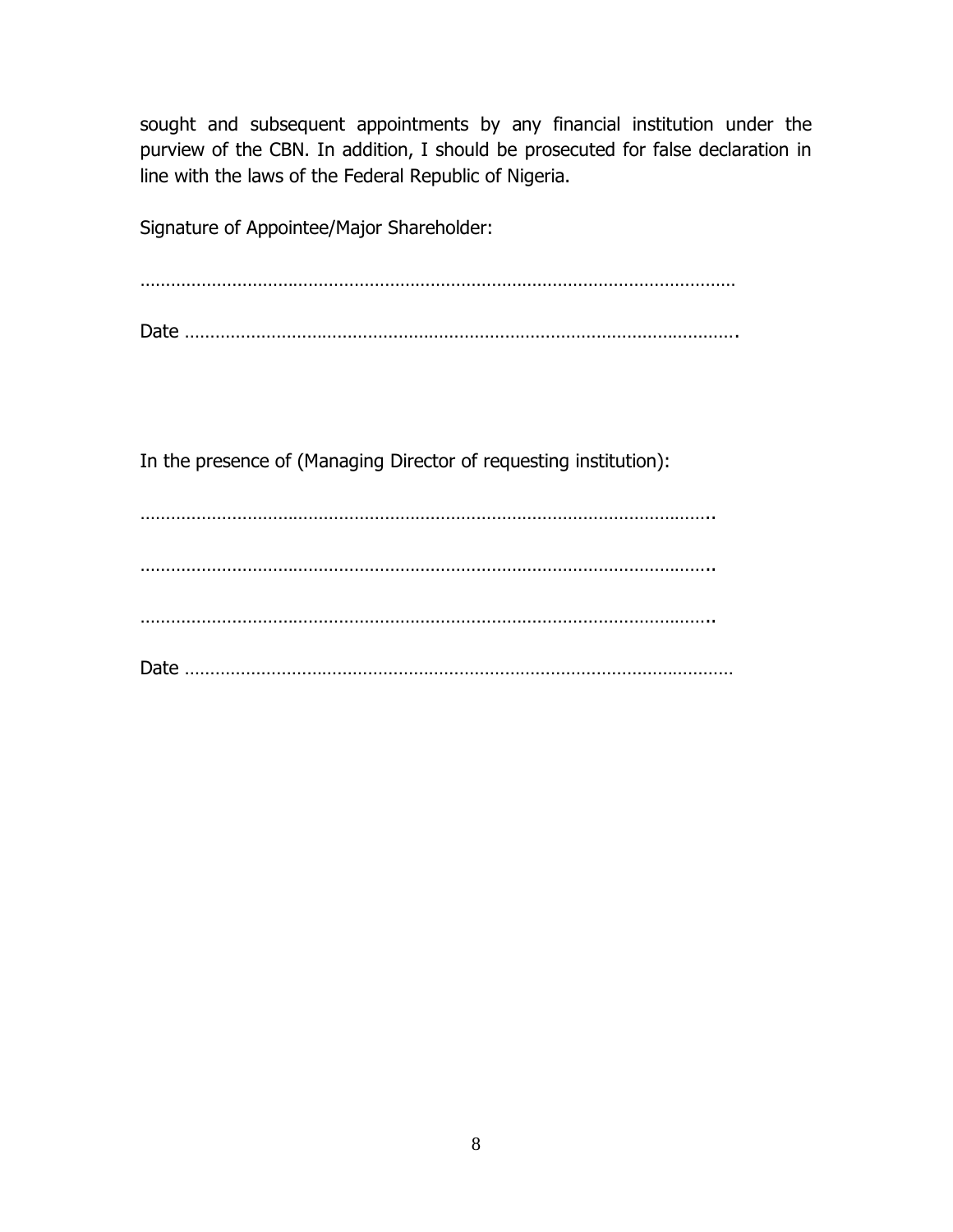sought and subsequent appointments by any financial institution under the purview of the CBN. In addition, I should be prosecuted for false declaration in line with the laws of the Federal Republic of Nigeria.

Signature of Appointee/Major Shareholder:

…………………………………………………………………………………………………

Date ……………………………………………………………………………………………….

In the presence of (Managing Director of requesting institution):

……………………………………………………………………………………………..

……………………………………………………………………………………………..

……………………………………………………………………………………………..

Date ……………………………………………………………………………………………